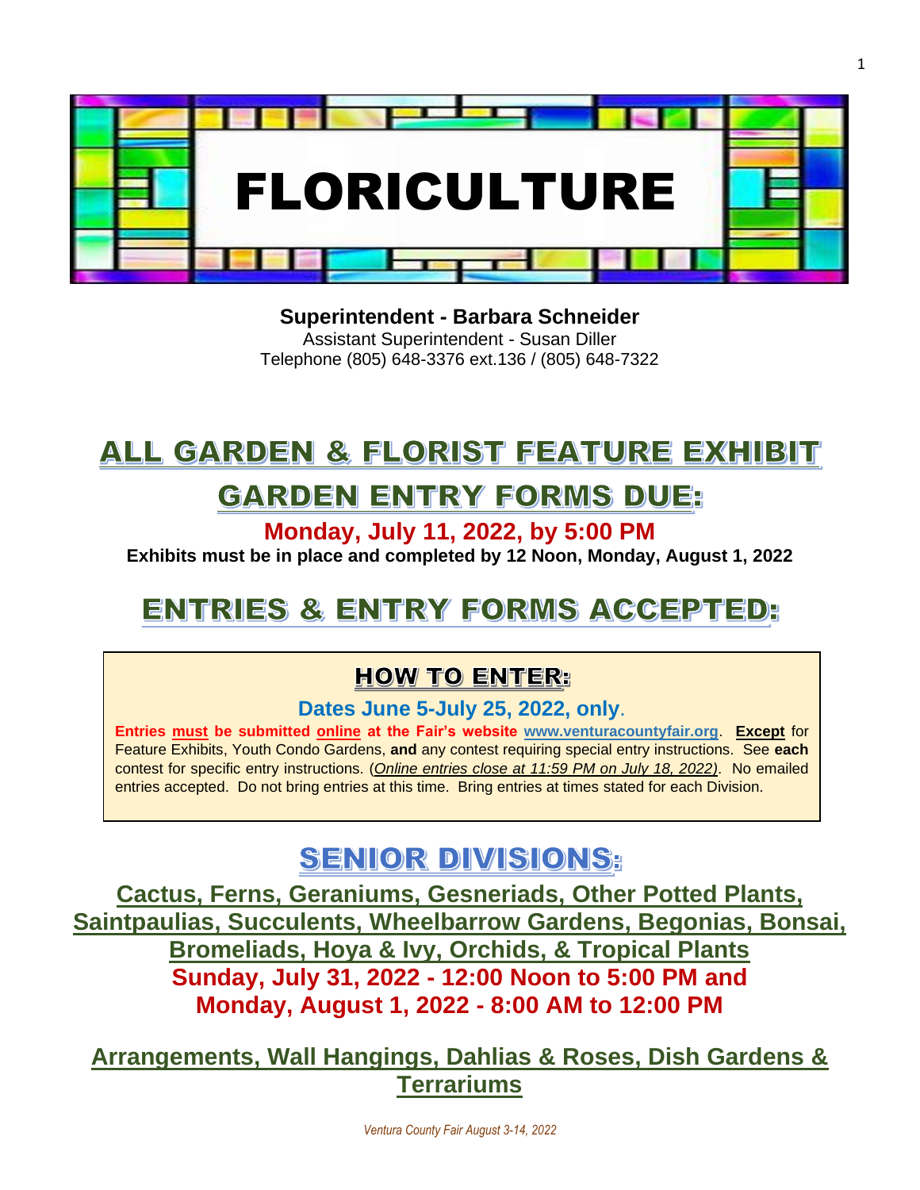# FLORICULTURE

**Superintendent - Barbara Schneider**
Assistant Superintendent - Susan Diller
Telephone (805) 648-3376 ext.136 / (805) 648-7322

## ALL GARDEN & FLORIST FEATURE EXHIBIT

## GARDEN ENTRY FORMS DUE:

**Monday, July 11, 2022, by 5:00 PM**

**Exhibits must be in place and completed by 12 Noon, Monday, August 1, 2022**

## ENTRIES & ENTRY FORMS ACCEPTED:

### HOW TO ENTER:

**Dates June 5-July 25, 2022, only**.

**Entries must be submitted online at the Fair's website www.venturacountyfair.org**. **Except** for Feature Exhibits, Youth Condo Gardens, **and** any contest requiring special entry instructions. See **each** contest for specific entry instructions. (*Online entries close at 11:59 PM on July 18, 2022)*. No emailed entries accepted. Do not bring entries at this time. Bring entries at times stated for each Division.

## SENIOR DIVISIONS:

**Cactus, Ferns, Geraniums, Gesneriads, Other Potted Plants, Saintpaulias, Succulents, Wheelbarrow Gardens, Begonias, Bonsai, Bromeliads, Hoya & Ivy, Orchids, & Tropical Plants**

**Sunday, July 31, 2022 - 12:00 Noon to 5:00 PM and Monday, August 1, 2022 - 8:00 AM to 12:00 PM**

**Arrangements, Wall Hangings, Dahlias & Roses, Dish Gardens & Terrariums**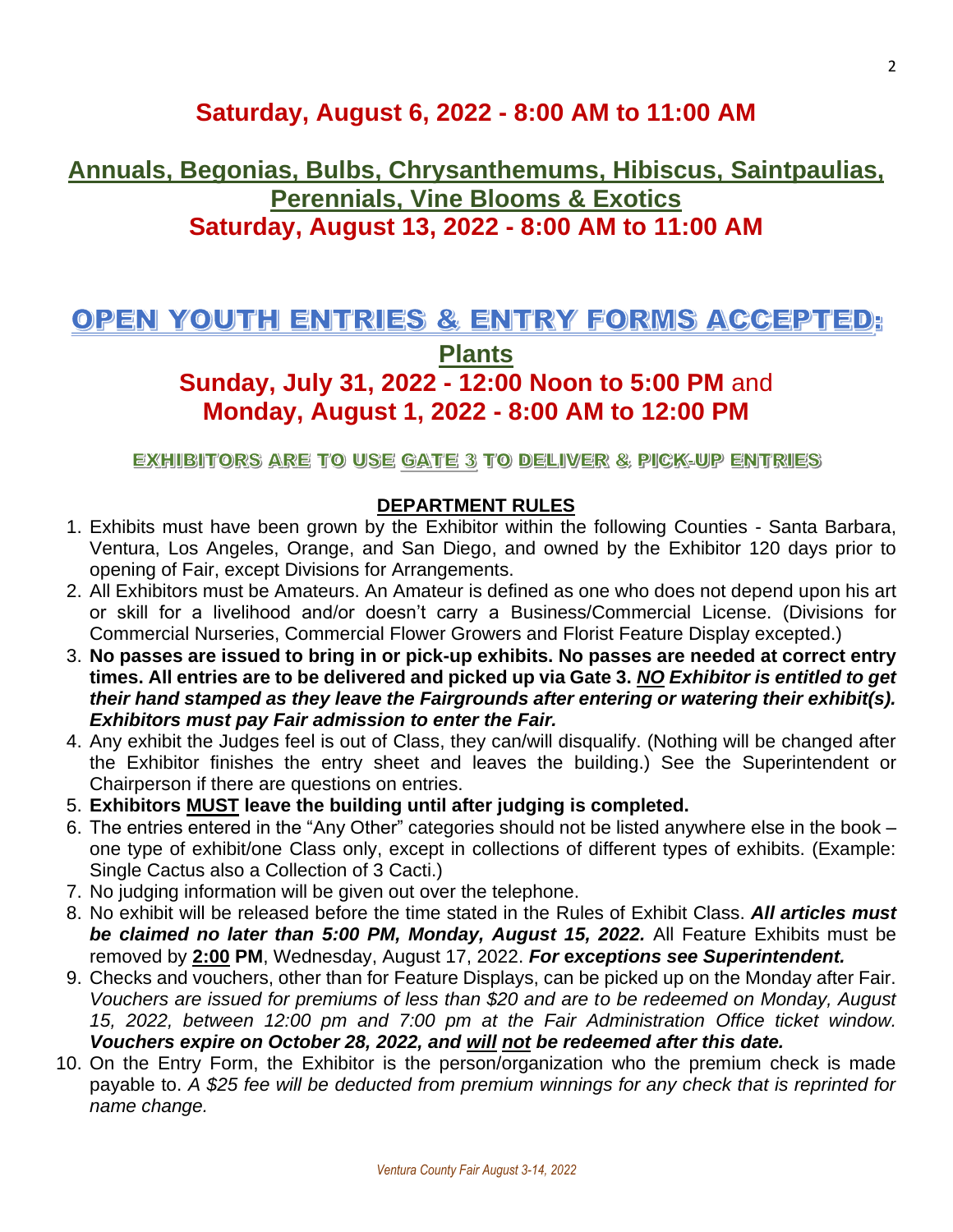## Saturday, August 6, 2022 - 8:00 AM to 11:00 AM

## Annuals, Begonias, Bulbs, Chrysanthemums, Hibiscus, Saintpaulias, Perennials, Vine Blooms & Exotics
## Saturday, August 13, 2022 - 8:00 AM to 11:00 AM

# OPEN YOUTH ENTRIES & ENTRY FORMS ACCEPTED:

## Plants
## Sunday, July 31, 2022 - 12:00 Noon to 5:00 PM and Monday, August 1, 2022 - 8:00 AM to 12:00 PM

**EXHIBITORS ARE TO USE GATE 3 TO DELIVER & PICK-UP ENTRIES**

### DEPARTMENT RULES

1. Exhibits must have been grown by the Exhibitor within the following Counties - Santa Barbara, Ventura, Los Angeles, Orange, and San Diego, and owned by the Exhibitor 120 days prior to opening of Fair, except Divisions for Arrangements.
2. All Exhibitors must be Amateurs. An Amateur is defined as one who does not depend upon his art or skill for a livelihood and/or doesn't carry a Business/Commercial License. (Divisions for Commercial Nurseries, Commercial Flower Growers and Florist Feature Display excepted.)
3. **No passes are issued to bring in or pick-up exhibits. No passes are needed at correct entry times. All entries are to be delivered and picked up via Gate 3. *NO Exhibitor is entitled to get their hand stamped as they leave the Fairgrounds after entering or watering their exhibit(s). Exhibitors must pay Fair admission to enter the Fair.***
4. Any exhibit the Judges feel is out of Class, they can/will disqualify. (Nothing will be changed after the Exhibitor finishes the entry sheet and leaves the building.) See the Superintendent or Chairperson if there are questions on entries.
5. **Exhibitors MUST leave the building until after judging is completed.**
6. The entries entered in the "Any Other" categories should not be listed anywhere else in the book – one type of exhibit/one Class only, except in collections of different types of exhibits. (Example: Single Cactus also a Collection of 3 Cacti.)
7. No judging information will be given out over the telephone.
8. No exhibit will be released before the time stated in the Rules of Exhibit Class. ***All articles must be claimed no later than 5:00 PM, Monday, August 15, 2022.*** All Feature Exhibits must be removed by **2:00 PM**, Wednesday, August 17, 2022. ***For exceptions see Superintendent.***
9. Checks and vouchers, other than for Feature Displays, can be picked up on the Monday after Fair. *Vouchers are issued for premiums of less than $20 and are to be redeemed on Monday, August 15, 2022, between 12:00 pm and 7:00 pm at the Fair Administration Office ticket window.* ***Vouchers expire on October 28, 2022, and will not be redeemed after this date.***
10. On the Entry Form, the Exhibitor is the person/organization who the premium check is made payable to. *A $25 fee will be deducted from premium winnings for any check that is reprinted for name change.*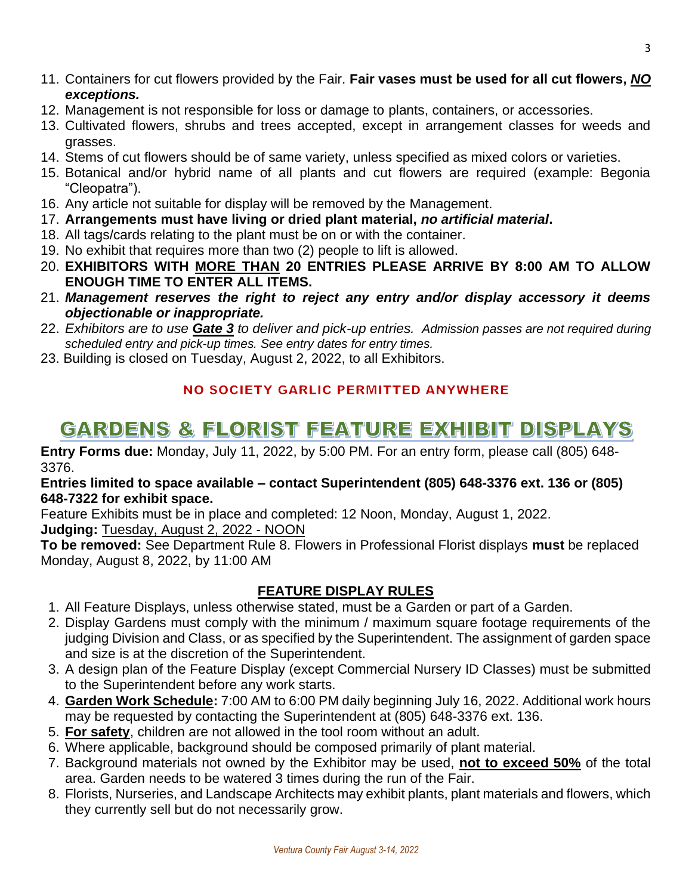11. Containers for cut flowers provided by the Fair. **Fair vases must be used for all cut flowers, *NO exceptions.***
12. Management is not responsible for loss or damage to plants, containers, or accessories.
13. Cultivated flowers, shrubs and trees accepted, except in arrangement classes for weeds and grasses.
14. Stems of cut flowers should be of same variety, unless specified as mixed colors or varieties.
15. Botanical and/or hybrid name of all plants and cut flowers are required (example: Begonia "Cleopatra").
16. Any article not suitable for display will be removed by the Management.
17. **Arrangements must have living or dried plant material, *no artificial material*.**
18. All tags/cards relating to the plant must be on or with the container.
19. No exhibit that requires more than two (2) people to lift is allowed.
20. **EXHIBITORS WITH MORE THAN 20 ENTRIES PLEASE ARRIVE BY 8:00 AM TO ALLOW ENOUGH TIME TO ENTER ALL ITEMS.**
21. ***Management reserves the right to reject any entry and/or display accessory it deems objectionable or inappropriate.***
22. *Exhibitors are to use **Gate 3** to deliver and pick-up entries. Admission passes are not required during scheduled entry and pick-up times. See entry dates for entry times.*
23. Building is closed on Tuesday, August 2, 2022, to all Exhibitors.

**NO SOCIETY GARLIC PERMITTED ANYWHERE**

# GARDENS & FLORIST FEATURE EXHIBIT DISPLAYS

**Entry Forms due:** Monday, July 11, 2022, by 5:00 PM. For an entry form, please call (805) 648-3376.

**Entries limited to space available – contact Superintendent (805) 648-3376 ext. 136 or (805) 648-7322 for exhibit space.**

Feature Exhibits must be in place and completed: 12 Noon, Monday, August 1, 2022.

**Judging:** Tuesday, August 2, 2022 - NOON

**To be removed:** See Department Rule 8. Flowers in Professional Florist displays **must** be replaced Monday, August 8, 2022, by 11:00 AM

## FEATURE DISPLAY RULES

1. All Feature Displays, unless otherwise stated, must be a Garden or part of a Garden.
2. Display Gardens must comply with the minimum / maximum square footage requirements of the judging Division and Class, or as specified by the Superintendent. The assignment of garden space and size is at the discretion of the Superintendent.
3. A design plan of the Feature Display (except Commercial Nursery ID Classes) must be submitted to the Superintendent before any work starts.
4. **Garden Work Schedule:** 7:00 AM to 6:00 PM daily beginning July 16, 2022. Additional work hours may be requested by contacting the Superintendent at (805) 648-3376 ext. 136.
5. **For safety**, children are not allowed in the tool room without an adult.
6. Where applicable, background should be composed primarily of plant material.
7. Background materials not owned by the Exhibitor may be used, **not to exceed 50%** of the total area. Garden needs to be watered 3 times during the run of the Fair.
8. Florists, Nurseries, and Landscape Architects may exhibit plants, plant materials and flowers, which they currently sell but do not necessarily grow.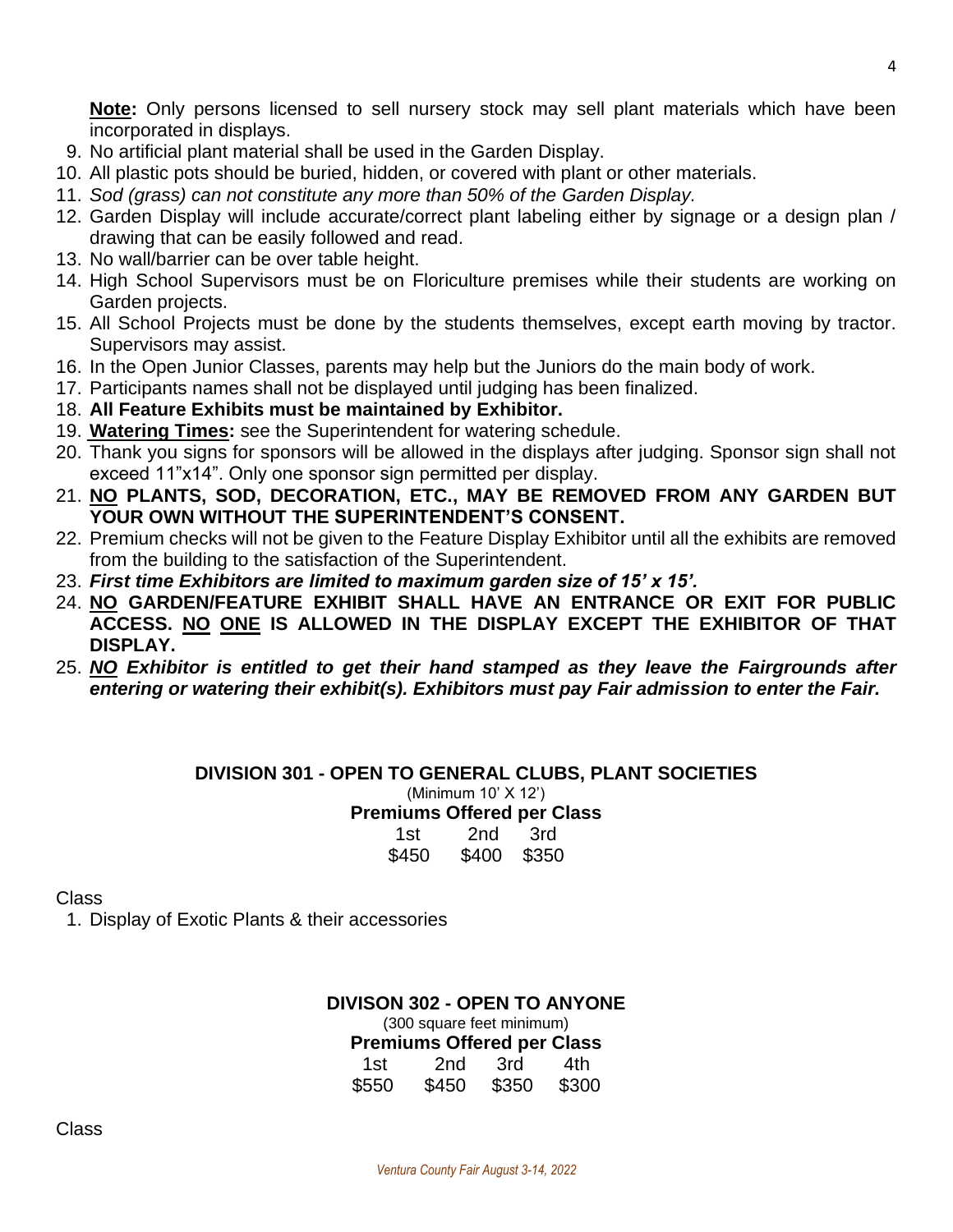**Note:** Only persons licensed to sell nursery stock may sell plant materials which have been incorporated in displays.

9. No artificial plant material shall be used in the Garden Display.
10. All plastic pots should be buried, hidden, or covered with plant or other materials.
11. *Sod (grass) can not constitute any more than 50% of the Garden Display.*
12. Garden Display will include accurate/correct plant labeling either by signage or a design plan / drawing that can be easily followed and read.
13. No wall/barrier can be over table height.
14. High School Supervisors must be on Floriculture premises while their students are working on Garden projects.
15. All School Projects must be done by the students themselves, except earth moving by tractor. Supervisors may assist.
16. In the Open Junior Classes, parents may help but the Juniors do the main body of work.
17. Participants names shall not be displayed until judging has been finalized.
18. **All Feature Exhibits must be maintained by Exhibitor.**
19. **Watering Times:** see the Superintendent for watering schedule.
20. Thank you signs for sponsors will be allowed in the displays after judging. Sponsor sign shall not exceed 11"x14". Only one sponsor sign permitted per display.
21. **NO PLANTS, SOD, DECORATION, ETC., MAY BE REMOVED FROM ANY GARDEN BUT YOUR OWN WITHOUT THE SUPERINTENDENT'S CONSENT.**
22. Premium checks will not be given to the Feature Display Exhibitor until all the exhibits are removed from the building to the satisfaction of the Superintendent.
23. ***First time Exhibitors are limited to maximum garden size of 15' x 15'.***
24. **NO GARDEN/FEATURE EXHIBIT SHALL HAVE AN ENTRANCE OR EXIT FOR PUBLIC ACCESS. NO ONE IS ALLOWED IN THE DISPLAY EXCEPT THE EXHIBITOR OF THAT DISPLAY.**
25. ***NO Exhibitor is entitled to get their hand stamped as they leave the Fairgrounds after entering or watering their exhibit(s). Exhibitors must pay Fair admission to enter the Fair.***

## DIVISION 301 - OPEN TO GENERAL CLUBS, PLANT SOCIETIES

(Minimum 10' X 12')

**Premiums Offered per Class**

| 1st | 2nd | 3rd |
|---|---|---|
| $450 | $400 | $350 |

Class

1. Display of Exotic Plants & their accessories

## DIVISON 302 - OPEN TO ANYONE

(300 square feet minimum)

**Premiums Offered per Class**

| 1st | 2nd | 3rd | 4th |
|---|---|---|---|
| $550 | $450 | $350 | $300 |

Class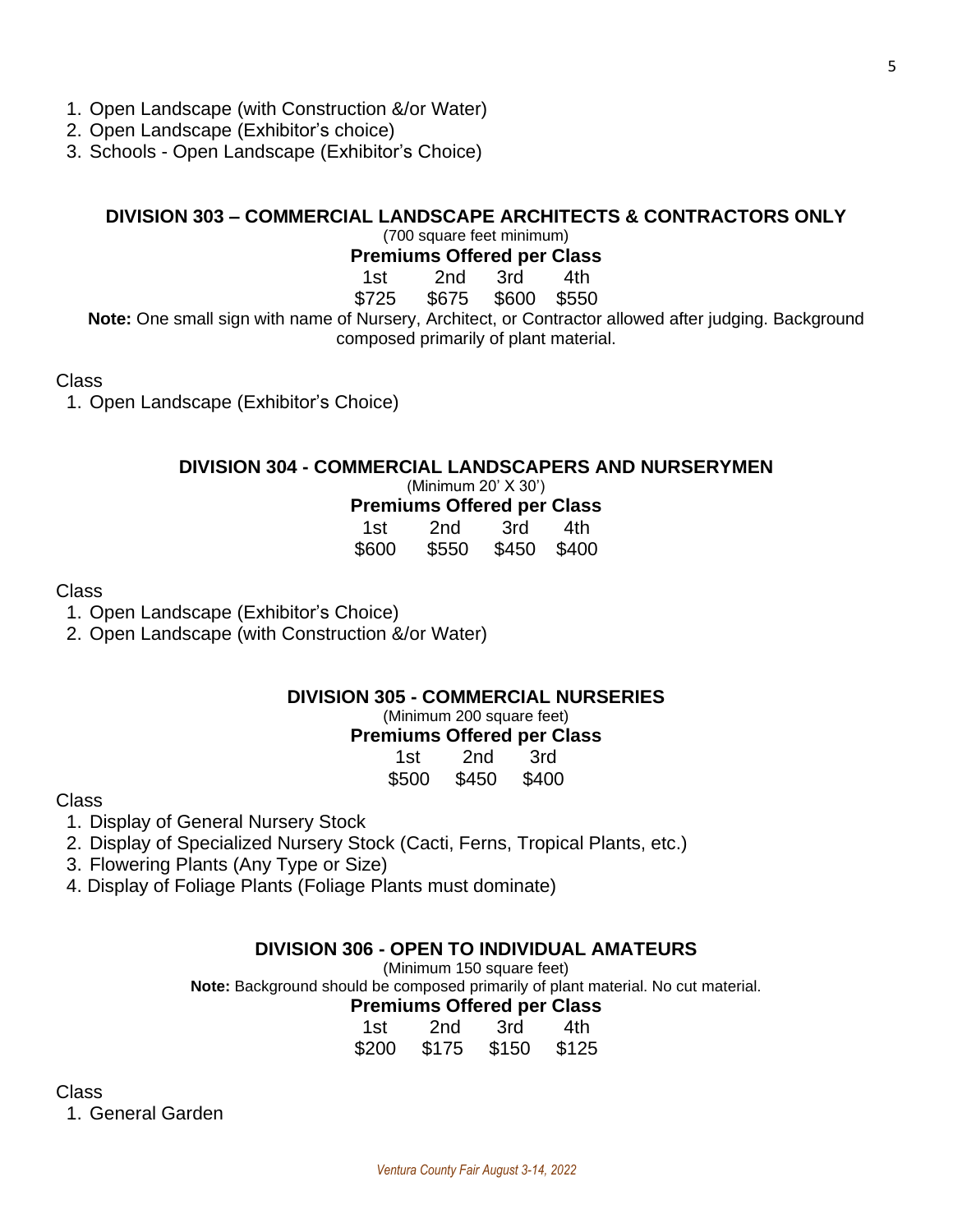1. Open Landscape (with Construction &/or Water)
2. Open Landscape (Exhibitor's choice)
3. Schools - Open Landscape (Exhibitor's Choice)

## DIVISION 303 – COMMERCIAL LANDSCAPE ARCHITECTS & CONTRACTORS ONLY

(700 square feet minimum)

**Premiums Offered per Class**

| 1st | 2nd | 3rd | 4th |
|---|---|---|---|
| $725 | $675 | $600 | $550 |

**Note:** One small sign with name of Nursery, Architect, or Contractor allowed after judging. Background composed primarily of plant material.

Class

1. Open Landscape (Exhibitor's Choice)

## DIVISION 304 - COMMERCIAL LANDSCAPERS AND NURSERYMEN

(Minimum 20' X 30')

**Premiums Offered per Class**

| 1st | 2nd | 3rd | 4th |
|---|---|---|---|
| $600 | $550 | $450 | $400 |

Class

1. Open Landscape (Exhibitor's Choice)
2. Open Landscape (with Construction &/or Water)

## DIVISION 305 - COMMERCIAL NURSERIES

(Minimum 200 square feet)

**Premiums Offered per Class**

| 1st | 2nd | 3rd |
|---|---|---|
| $500 | $450 | $400 |

Class

1. Display of General Nursery Stock
2. Display of Specialized Nursery Stock (Cacti, Ferns, Tropical Plants, etc.)
3. Flowering Plants (Any Type or Size)
4. Display of Foliage Plants (Foliage Plants must dominate)

## DIVISION 306 - OPEN TO INDIVIDUAL AMATEURS

(Minimum 150 square feet)

**Note:** Background should be composed primarily of plant material. No cut material.

**Premiums Offered per Class**

| 1st | 2nd | 3rd | 4th |
|---|---|---|---|
| $200 | $175 | $150 | $125 |

Class

1. General Garden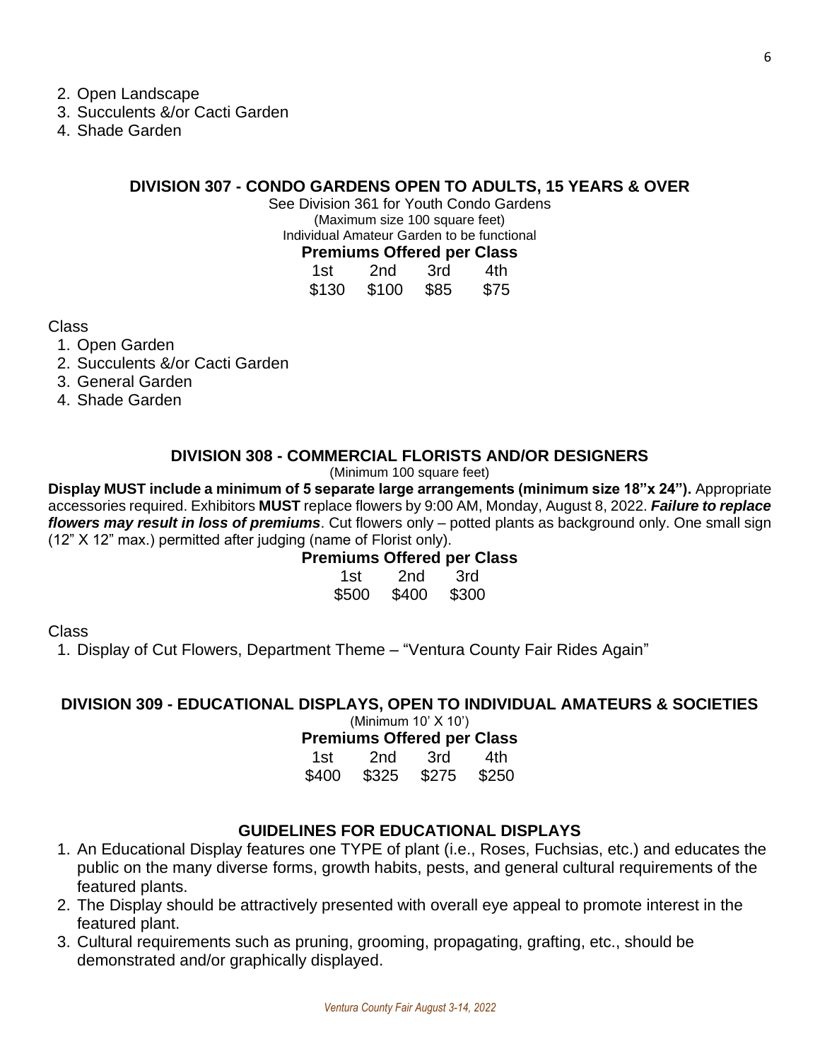2. Open Landscape
3. Succulents &/or Cacti Garden
4. Shade Garden

## DIVISION 307 - CONDO GARDENS OPEN TO ADULTS, 15 YEARS & OVER

See Division 361 for Youth Condo Gardens
(Maximum size 100 square feet)
Individual Amateur Garden to be functional

**Premiums Offered per Class**

| 1st | 2nd | 3rd | 4th |
|---|---|---|---|
| $130 | $100 | $85 | $75 |

Class

1. Open Garden
2. Succulents &/or Cacti Garden
3. General Garden
4. Shade Garden

## DIVISION 308 - COMMERCIAL FLORISTS AND/OR DESIGNERS

(Minimum 100 square feet)

**Display MUST include a minimum of 5 separate large arrangements (minimum size 18"x 24").** Appropriate accessories required. Exhibitors **MUST** replace flowers by 9:00 AM, Monday, August 8, 2022. ***Failure to replace flowers may result in loss of premiums***. Cut flowers only – potted plants as background only. One small sign (12" X 12" max.) permitted after judging (name of Florist only).

**Premiums Offered per Class**

| 1st | 2nd | 3rd |
|---|---|---|
| $500 | $400 | $300 |

Class

1. Display of Cut Flowers, Department Theme – "Ventura County Fair Rides Again"

## DIVISION 309 - EDUCATIONAL DISPLAYS, OPEN TO INDIVIDUAL AMATEURS & SOCIETIES

(Minimum 10' X 10')

**Premiums Offered per Class**

| 1st | 2nd | 3rd | 4th |
|---|---|---|---|
| $400 | $325 | $275 | $250 |

### GUIDELINES FOR EDUCATIONAL DISPLAYS

1. An Educational Display features one TYPE of plant (i.e., Roses, Fuchsias, etc.) and educates the public on the many diverse forms, growth habits, pests, and general cultural requirements of the featured plants.
2. The Display should be attractively presented with overall eye appeal to promote interest in the featured plant.
3. Cultural requirements such as pruning, grooming, propagating, grafting, etc., should be demonstrated and/or graphically displayed.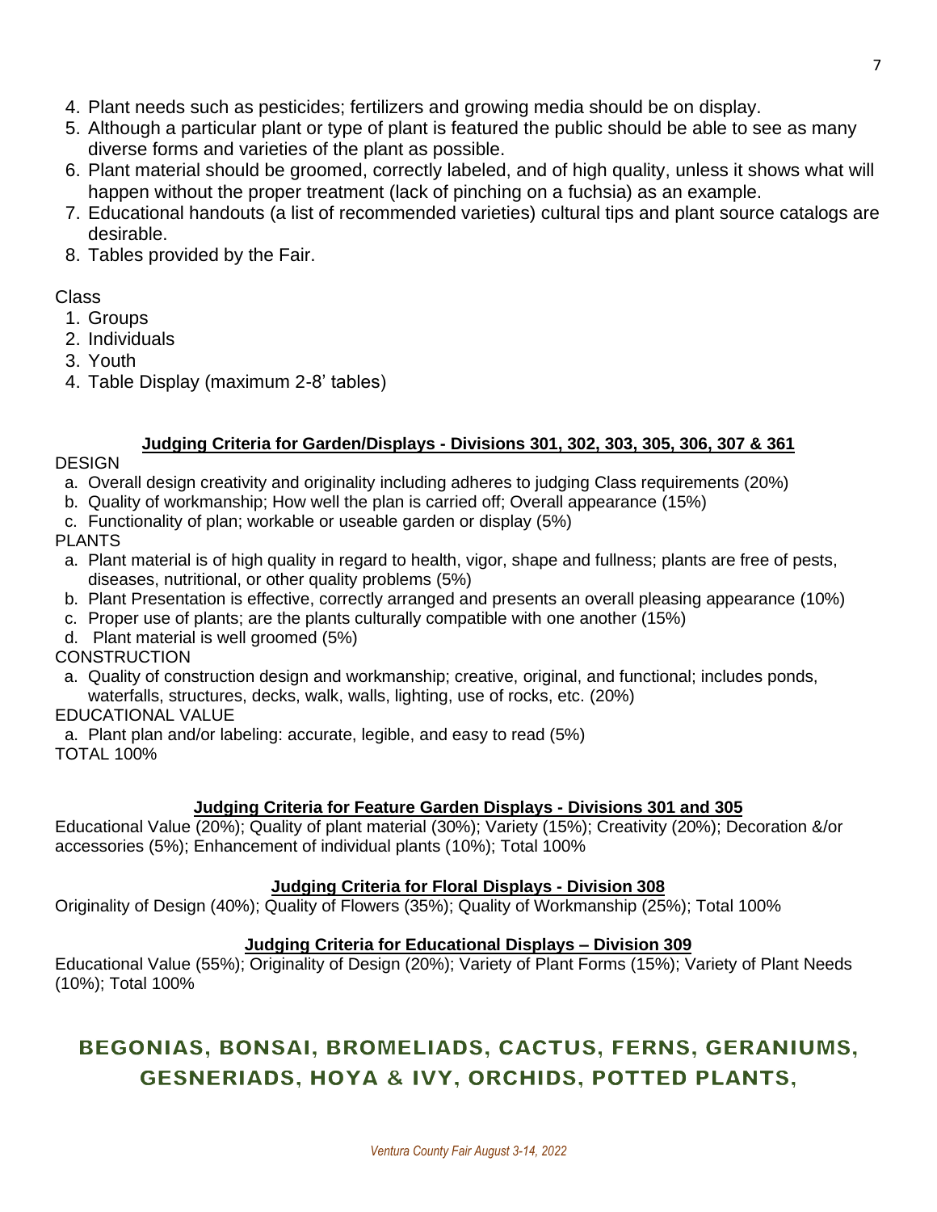4. Plant needs such as pesticides; fertilizers and growing media should be on display.
5. Although a particular plant or type of plant is featured the public should be able to see as many diverse forms and varieties of the plant as possible.
6. Plant material should be groomed, correctly labeled, and of high quality, unless it shows what will happen without the proper treatment (lack of pinching on a fuchsia) as an example.
7. Educational handouts (a list of recommended varieties) cultural tips and plant source catalogs are desirable.
8. Tables provided by the Fair.

Class

1. Groups
2. Individuals
3. Youth
4. Table Display (maximum 2-8' tables)

### Judging Criteria for Garden/Displays - Divisions 301, 302, 303, 305, 306, 307 & 361

DESIGN

a. Overall design creativity and originality including adheres to judging Class requirements (20%)
b. Quality of workmanship; How well the plan is carried off; Overall appearance (15%)
c. Functionality of plan; workable or useable garden or display (5%)

PLANTS

a. Plant material is of high quality in regard to health, vigor, shape and fullness; plants are free of pests, diseases, nutritional, or other quality problems (5%)
b. Plant Presentation is effective, correctly arranged and presents an overall pleasing appearance (10%)
c. Proper use of plants; are the plants culturally compatible with one another (15%)
d. Plant material is well groomed (5%)

CONSTRUCTION

a. Quality of construction design and workmanship; creative, original, and functional; includes ponds, waterfalls, structures, decks, walk, walls, lighting, use of rocks, etc. (20%)

EDUCATIONAL VALUE

a. Plant plan and/or labeling: accurate, legible, and easy to read (5%)

TOTAL 100%

### Judging Criteria for Feature Garden Displays - Divisions 301 and 305

Educational Value (20%); Quality of plant material (30%); Variety (15%); Creativity (20%); Decoration &/or accessories (5%); Enhancement of individual plants (10%); Total 100%

### Judging Criteria for Floral Displays - Division 308

Originality of Design (40%); Quality of Flowers (35%); Quality of Workmanship (25%); Total 100%

### Judging Criteria for Educational Displays – Division 309

Educational Value (55%); Originality of Design (20%); Variety of Plant Forms (15%); Variety of Plant Needs (10%); Total 100%

## BEGONIAS, BONSAI, BROMELIADS, CACTUS, FERNS, GERANIUMS, GESNERIADS, HOYA & IVY, ORCHIDS, POTTED PLANTS,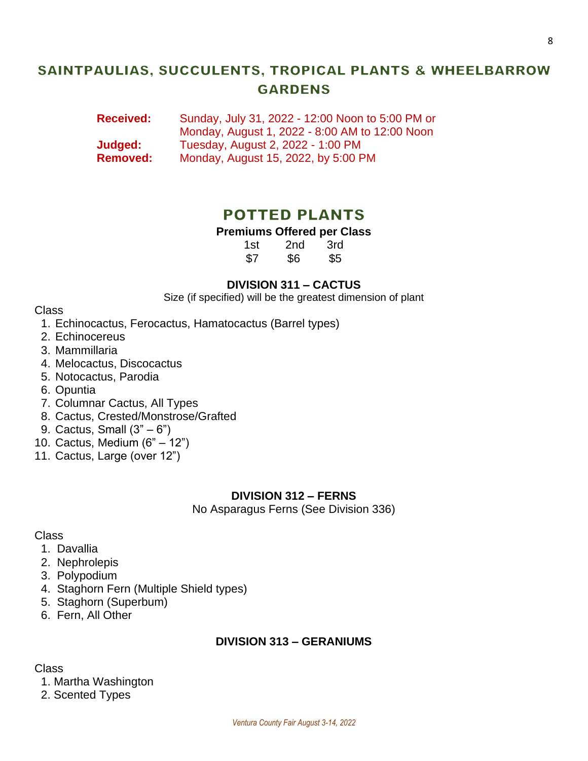## SAINTPAULIAS, SUCCULENTS, TROPICAL PLANTS & WHEELBARROW GARDENS

**Received:** Sunday, July 31, 2022 - 12:00 Noon to 5:00 PM or
Monday, August 1, 2022 - 8:00 AM to 12:00 Noon
**Judged:** Tuesday, August 2, 2022 - 1:00 PM
**Removed:** Monday, August 15, 2022, by 5:00 PM

## POTTED PLANTS

**Premiums Offered per Class**

| 1st | 2nd | 3rd |
|---|---|---|
| $7 | $6 | $5 |

### DIVISION 311 – CACTUS

Size (if specified) will be the greatest dimension of plant

Class

1. Echinocactus, Ferocactus, Hamatocactus (Barrel types)
2. Echinocereus
3. Mammillaria
4. Melocactus, Discocactus
5. Notocactus, Parodia
6. Opuntia
7. Columnar Cactus, All Types
8. Cactus, Crested/Monstrose/Grafted
9. Cactus, Small (3" – 6")
10. Cactus, Medium (6" – 12")
11. Cactus, Large (over 12")

### DIVISION 312 – FERNS

No Asparagus Ferns (See Division 336)

Class

1. Davallia
2. Nephrolepis
3. Polypodium
4. Staghorn Fern (Multiple Shield types)
5. Staghorn (Superbum)
6. Fern, All Other

### DIVISION 313 – GERANIUMS

Class

1. Martha Washington
2. Scented Types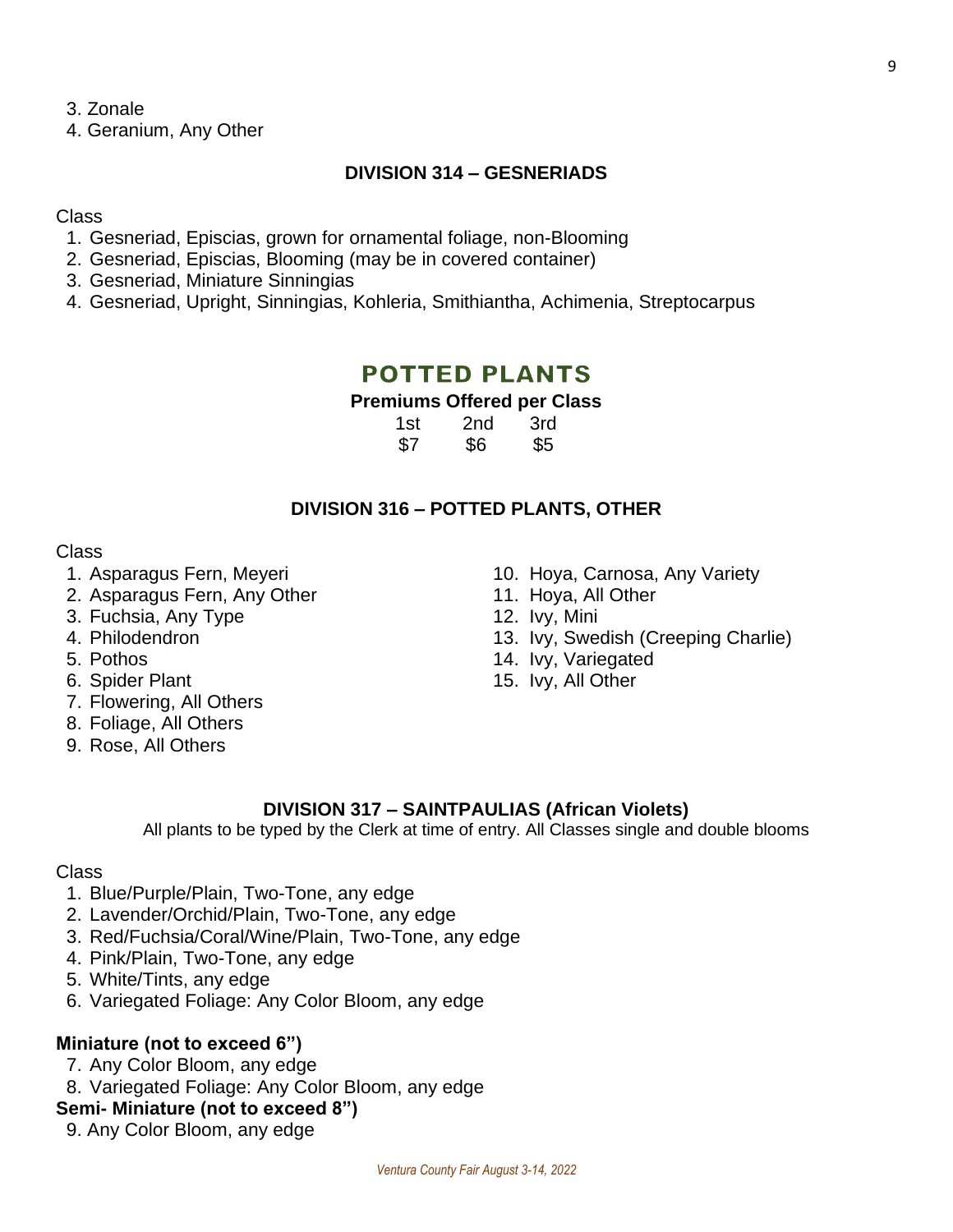3. Zonale
4. Geranium, Any Other

### DIVISION 314 – GESNERIADS

Class

1. Gesneriad, Episcias, grown for ornamental foliage, non-Blooming
2. Gesneriad, Episcias, Blooming (may be in covered container)
3. Gesneriad, Miniature Sinningias
4. Gesneriad, Upright, Sinningias, Kohleria, Smithiantha, Achimenia, Streptocarpus

## POTTED PLANTS

**Premiums Offered per Class**

| 1st | 2nd | 3rd |
|---|---|---|
| $7 | $6 | $5 |

### DIVISION 316 – POTTED PLANTS, OTHER

Class

1. Asparagus Fern, Meyeri
2. Asparagus Fern, Any Other
3. Fuchsia, Any Type
4. Philodendron
5. Pothos
6. Spider Plant
7. Flowering, All Others
8. Foliage, All Others
9. Rose, All Others
10. Hoya, Carnosa, Any Variety
11. Hoya, All Other
12. Ivy, Mini
13. Ivy, Swedish (Creeping Charlie)
14. Ivy, Variegated
15. Ivy, All Other

### DIVISION 317 – SAINTPAULIAS (African Violets)

All plants to be typed by the Clerk at time of entry. All Classes single and double blooms

Class

1. Blue/Purple/Plain, Two-Tone, any edge
2. Lavender/Orchid/Plain, Two-Tone, any edge
3. Red/Fuchsia/Coral/Wine/Plain, Two-Tone, any edge
4. Pink/Plain, Two-Tone, any edge
5. White/Tints, any edge
6. Variegated Foliage: Any Color Bloom, any edge

**Miniature (not to exceed 6")**

7. Any Color Bloom, any edge
8. Variegated Foliage: Any Color Bloom, any edge

**Semi- Miniature (not to exceed 8")**

9. Any Color Bloom, any edge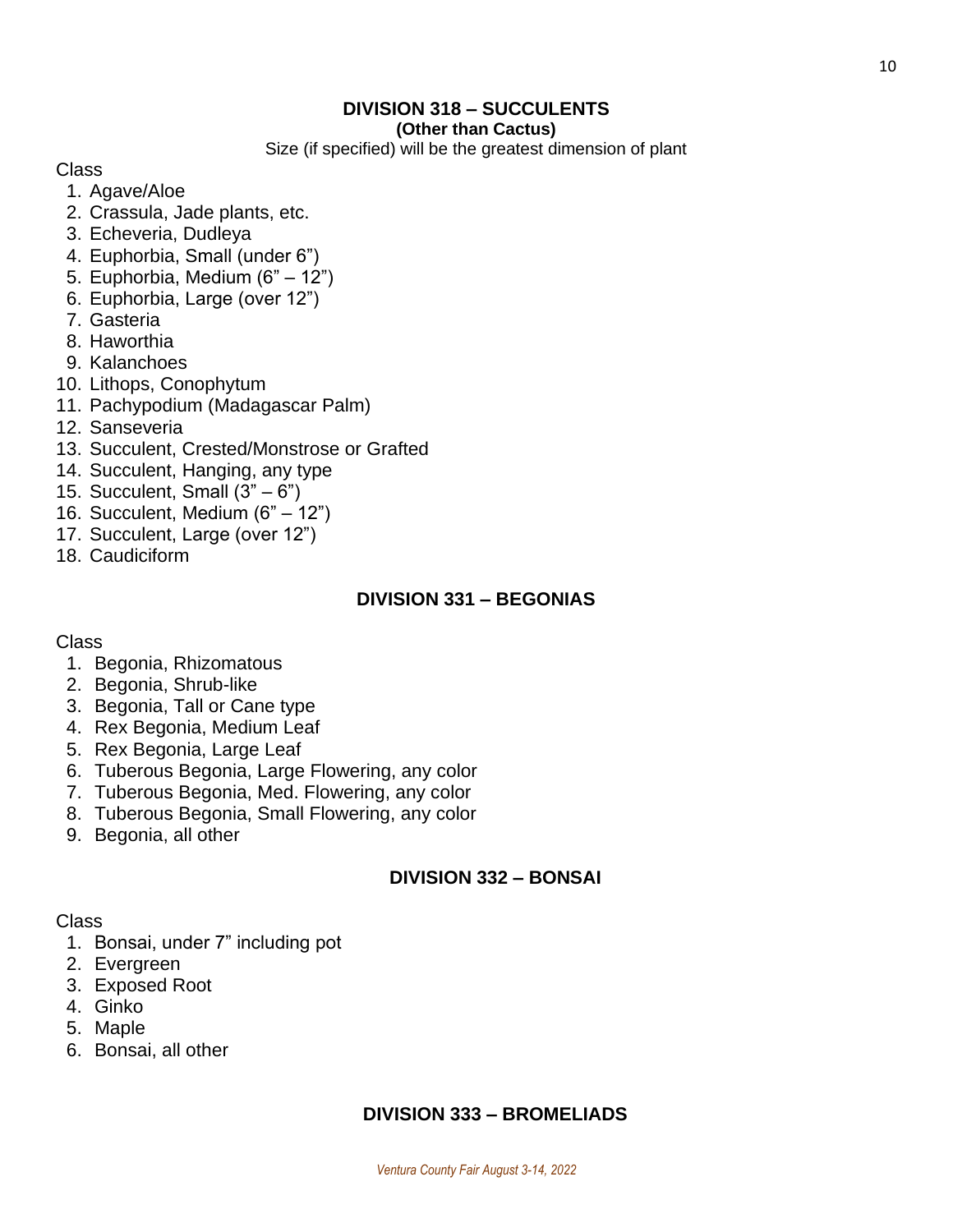## DIVISION 318 – SUCCULENTS

**(Other than Cactus)**

Size (if specified) will be the greatest dimension of plant

Class

1. Agave/Aloe
2. Crassula, Jade plants, etc.
3. Echeveria, Dudleya
4. Euphorbia, Small (under 6")
5. Euphorbia, Medium (6" – 12")
6. Euphorbia, Large (over 12")
7. Gasteria
8. Haworthia
9. Kalanchoes
10. Lithops, Conophytum
11. Pachypodium (Madagascar Palm)
12. Sanseveria
13. Succulent, Crested/Monstrose or Grafted
14. Succulent, Hanging, any type
15. Succulent, Small (3" – 6")
16. Succulent, Medium (6" – 12")
17. Succulent, Large (over 12")
18. Caudiciform

## DIVISION 331 – BEGONIAS

Class

1. Begonia, Rhizomatous
2. Begonia, Shrub-like
3. Begonia, Tall or Cane type
4. Rex Begonia, Medium Leaf
5. Rex Begonia, Large Leaf
6. Tuberous Begonia, Large Flowering, any color
7. Tuberous Begonia, Med. Flowering, any color
8. Tuberous Begonia, Small Flowering, any color
9. Begonia, all other

## DIVISION 332 – BONSAI

Class

1. Bonsai, under 7" including pot
2. Evergreen
3. Exposed Root
4. Ginko
5. Maple
6. Bonsai, all other

## DIVISION 333 – BROMELIADS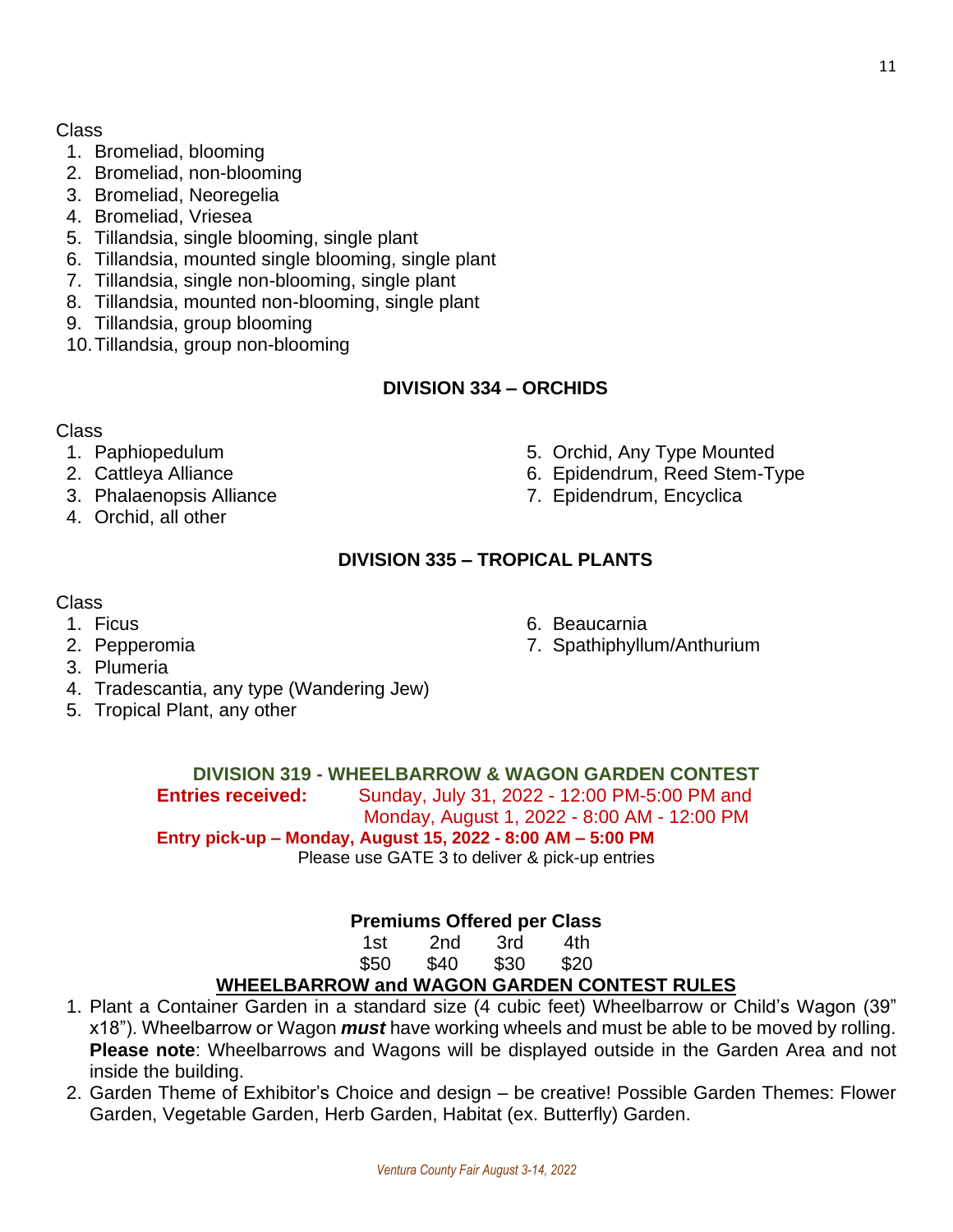Class

1. Bromeliad, blooming
2. Bromeliad, non-blooming
3. Bromeliad, Neoregelia
4. Bromeliad, Vriesea
5. Tillandsia, single blooming, single plant
6. Tillandsia, mounted single blooming, single plant
7. Tillandsia, single non-blooming, single plant
8. Tillandsia, mounted non-blooming, single plant
9. Tillandsia, group blooming
10. Tillandsia, group non-blooming

## DIVISION 334 – ORCHIDS

Class

1. Paphiopedulum
2. Cattleya Alliance
3. Phalaenopsis Alliance
4. Orchid, all other
5. Orchid, Any Type Mounted
6. Epidendrum, Reed Stem-Type
7. Epidendrum, Encyclica

## DIVISION 335 – TROPICAL PLANTS

Class

1. Ficus
2. Pepperomia
3. Plumeria
4. Tradescantia, any type (Wandering Jew)
5. Tropical Plant, any other
6. Beaucarnia
7. Spathiphyllum/Anthurium

## DIVISION 319 - WHEELBARROW & WAGON GARDEN CONTEST

**Entries received:** Sunday, July 31, 2022 - 12:00 PM-5:00 PM and Monday, August 1, 2022 - 8:00 AM - 12:00 PM

**Entry pick-up – Monday, August 15, 2022 - 8:00 AM – 5:00 PM**

Please use GATE 3 to deliver & pick-up entries

**Premiums Offered per Class**

| 1st | 2nd | 3rd | 4th |
|---|---|---|---|
| $50 | $40 | $30 | $20 |

**WHEELBARROW and WAGON GARDEN CONTEST RULES**

1. Plant a Container Garden in a standard size (4 cubic feet) Wheelbarrow or Child's Wagon (39" x18"). Wheelbarrow or Wagon ***must*** have working wheels and must be able to be moved by rolling. **Please note**: Wheelbarrows and Wagons will be displayed outside in the Garden Area and not inside the building.
2. Garden Theme of Exhibitor's Choice and design – be creative! Possible Garden Themes: Flower Garden, Vegetable Garden, Herb Garden, Habitat (ex. Butterfly) Garden.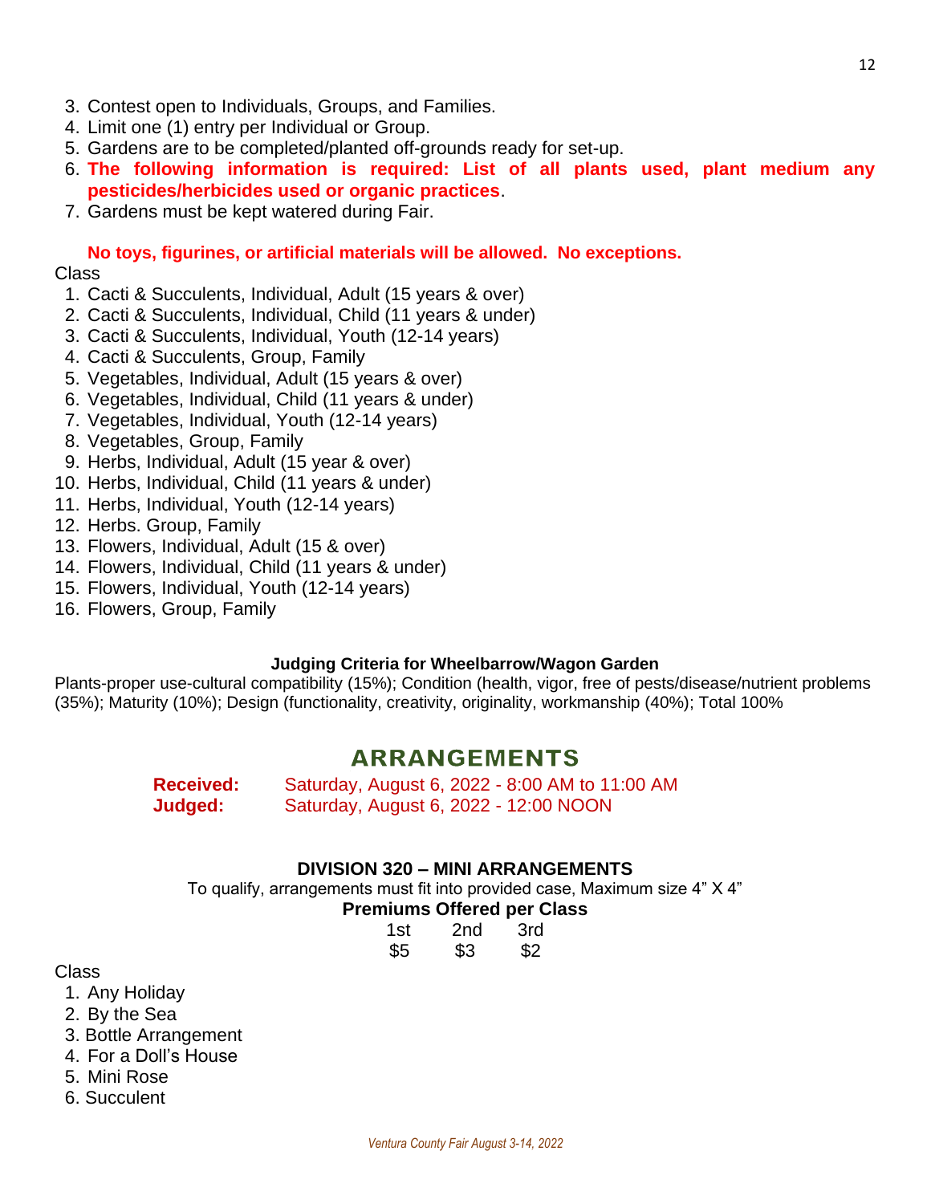3. Contest open to Individuals, Groups, and Families.
4. Limit one (1) entry per Individual or Group.
5. Gardens are to be completed/planted off-grounds ready for set-up.
6. **The following information is required: List of all plants used, plant medium any pesticides/herbicides used or organic practices**.
7. Gardens must be kept watered during Fair.

**No toys, figurines, or artificial materials will be allowed. No exceptions.**

Class

1. Cacti & Succulents, Individual, Adult (15 years & over)
2. Cacti & Succulents, Individual, Child (11 years & under)
3. Cacti & Succulents, Individual, Youth (12-14 years)
4. Cacti & Succulents, Group, Family
5. Vegetables, Individual, Adult (15 years & over)
6. Vegetables, Individual, Child (11 years & under)
7. Vegetables, Individual, Youth (12-14 years)
8. Vegetables, Group, Family
9. Herbs, Individual, Adult (15 year & over)
10. Herbs, Individual, Child (11 years & under)
11. Herbs, Individual, Youth (12-14 years)
12. Herbs. Group, Family
13. Flowers, Individual, Adult (15 & over)
14. Flowers, Individual, Child (11 years & under)
15. Flowers, Individual, Youth (12-14 years)
16. Flowers, Group, Family

**Judging Criteria for Wheelbarrow/Wagon Garden**

Plants-proper use-cultural compatibility (15%); Condition (health, vigor, free of pests/disease/nutrient problems (35%); Maturity (10%); Design (functionality, creativity, originality, workmanship (40%); Total 100%

## ARRANGEMENTS

**Received:** Saturday, August 6, 2022 - 8:00 AM to 11:00 AM
**Judged:** Saturday, August 6, 2022 - 12:00 NOON

### DIVISION 320 – MINI ARRANGEMENTS

To qualify, arrangements must fit into provided case, Maximum size 4" X 4"

**Premiums Offered per Class**

| 1st | 2nd | 3rd |
|---|---|---|
| $5 | $3 | $2 |

Class

1. Any Holiday
2. By the Sea
3. Bottle Arrangement
4. For a Doll's House
5. Mini Rose
6. Succulent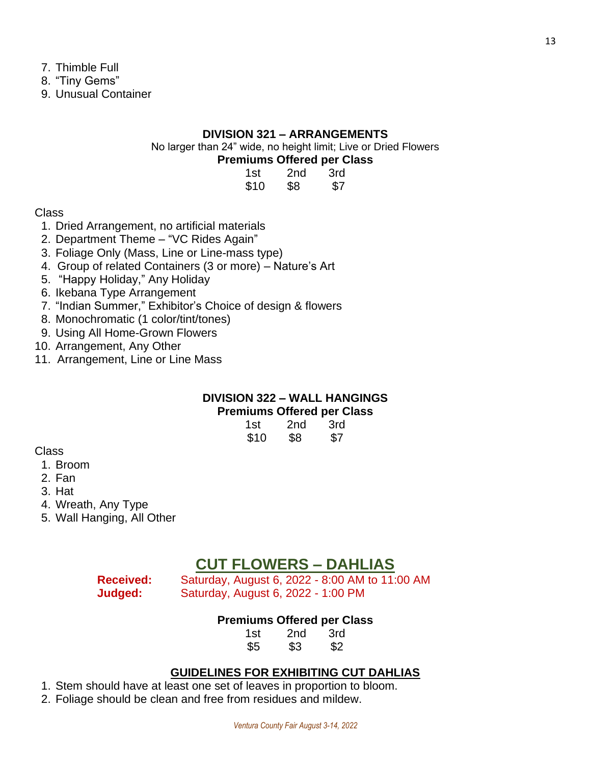7. Thimble Full
8. “Tiny Gems”
9. Unusual Container

### DIVISION 321 – ARRANGEMENTS

No larger than 24” wide, no height limit; Live or Dried Flowers

**Premiums Offered per Class**

| 1st | 2nd | 3rd |
|---|---|---|
| $10 | $8 | $7 |

Class

1. Dried Arrangement, no artificial materials
2. Department Theme – “VC Rides Again”
3. Foliage Only (Mass, Line or Line-mass type)
4. Group of related Containers (3 or more) – Nature’s Art
5. “Happy Holiday,” Any Holiday
6. Ikebana Type Arrangement
7. “Indian Summer,” Exhibitor’s Choice of design & flowers
8. Monochromatic (1 color/tint/tones)
9. Using All Home-Grown Flowers
10. Arrangement, Any Other
11. Arrangement, Line or Line Mass

### DIVISION 322 – WALL HANGINGS

**Premiums Offered per Class**

| 1st | 2nd | 3rd |
|---|---|---|
| $10 | $8 | $7 |

Class

1. Broom
2. Fan
3. Hat
4. Wreath, Any Type
5. Wall Hanging, All Other

## CUT FLOWERS – DAHLIAS

**Received:** Saturday, August 6, 2022 - 8:00 AM to 11:00 AM
**Judged:** Saturday, August 6, 2022 - 1:00 PM

**Premiums Offered per Class**

| 1st | 2nd | 3rd |
|---|---|---|
| $5 | $3 | $2 |

### GUIDELINES FOR EXHIBITING CUT DAHLIAS

1. Stem should have at least one set of leaves in proportion to bloom.
2. Foliage should be clean and free from residues and mildew.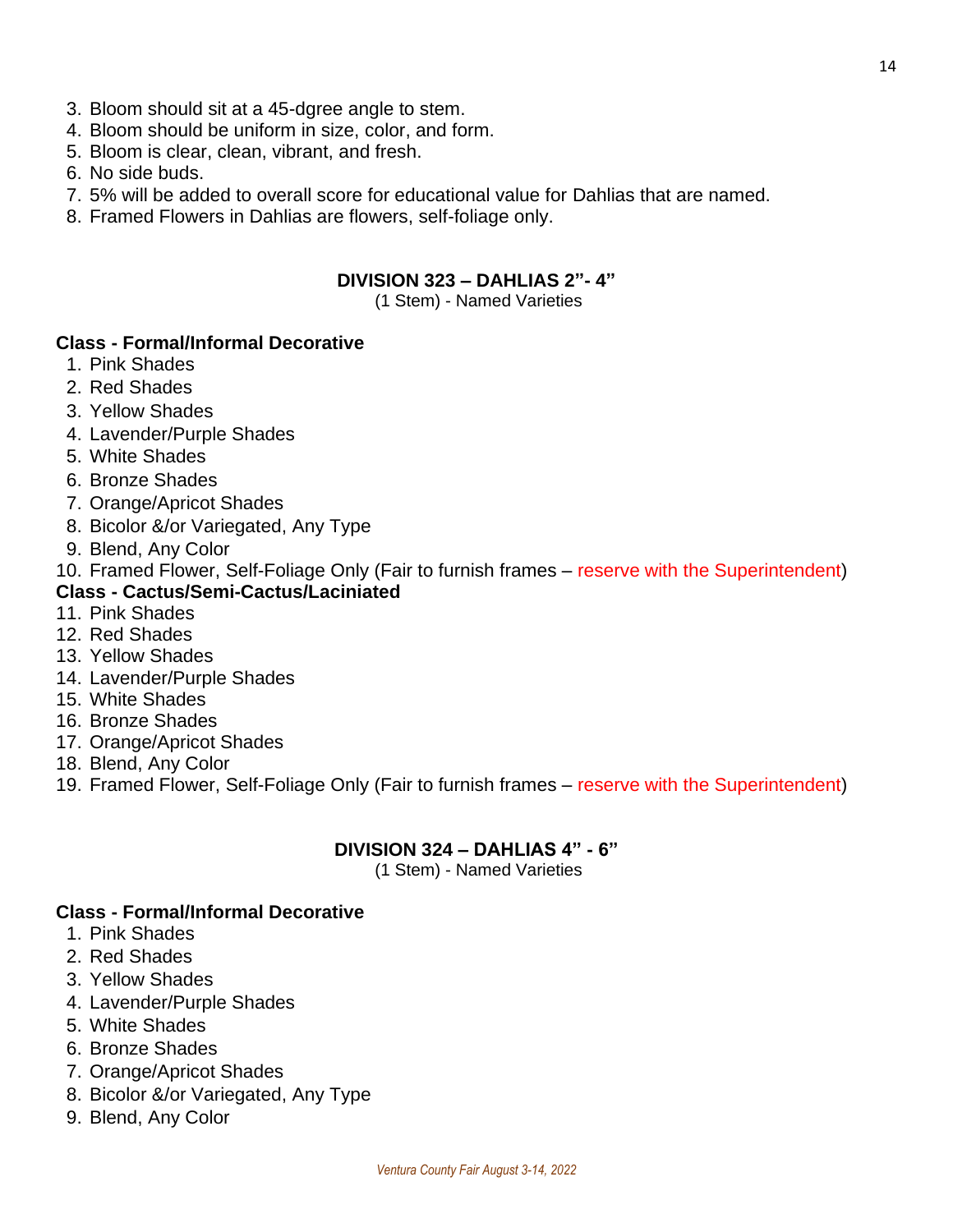3. Bloom should sit at a 45-dgree angle to stem.
4. Bloom should be uniform in size, color, and form.
5. Bloom is clear, clean, vibrant, and fresh.
6. No side buds.
7. 5% will be added to overall score for educational value for Dahlias that are named.
8. Framed Flowers in Dahlias are flowers, self-foliage only.

## DIVISION 323 – DAHLIAS 2"- 4"

(1 Stem) - Named Varieties

**Class - Formal/Informal Decorative**

1. Pink Shades
2. Red Shades
3. Yellow Shades
4. Lavender/Purple Shades
5. White Shades
6. Bronze Shades
7. Orange/Apricot Shades
8. Bicolor &/or Variegated, Any Type
9. Blend, Any Color
10. Framed Flower, Self-Foliage Only (Fair to furnish frames – reserve with the Superintendent)

**Class - Cactus/Semi-Cactus/Laciniated**

11. Pink Shades
12. Red Shades
13. Yellow Shades
14. Lavender/Purple Shades
15. White Shades
16. Bronze Shades
17. Orange/Apricot Shades
18. Blend, Any Color
19. Framed Flower, Self-Foliage Only (Fair to furnish frames – reserve with the Superintendent)

## DIVISION 324 – DAHLIAS 4" - 6"

(1 Stem) - Named Varieties

**Class - Formal/Informal Decorative**

1. Pink Shades
2. Red Shades
3. Yellow Shades
4. Lavender/Purple Shades
5. White Shades
6. Bronze Shades
7. Orange/Apricot Shades
8. Bicolor &/or Variegated, Any Type
9. Blend, Any Color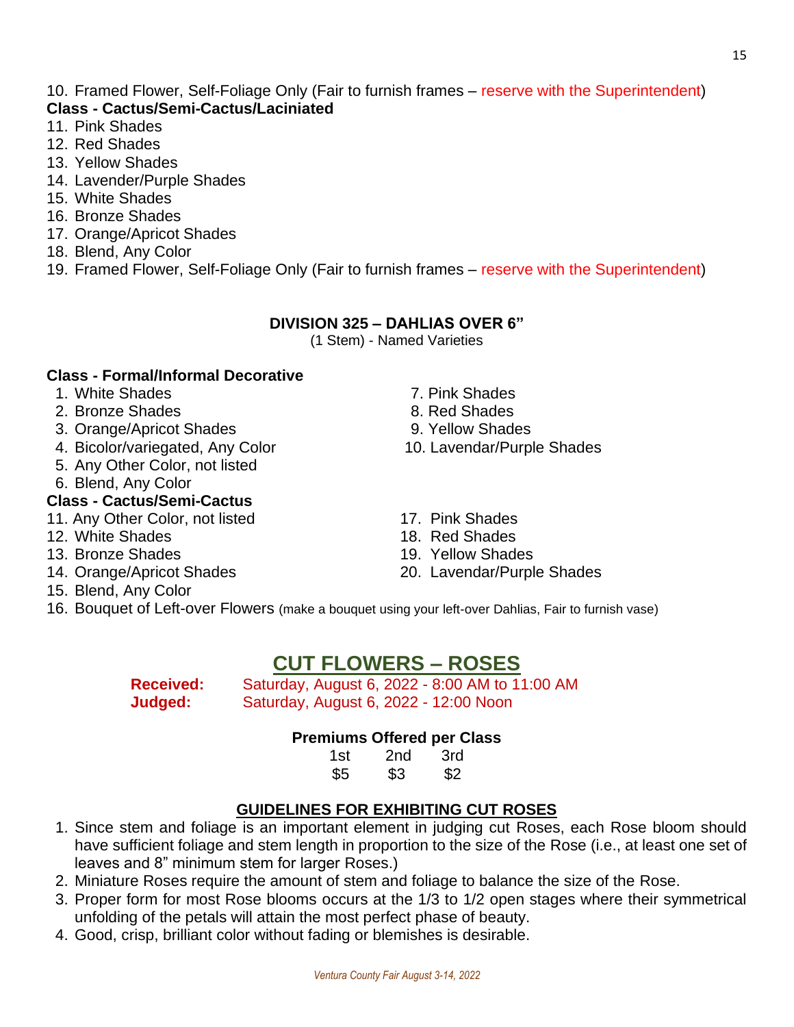10. Framed Flower, Self-Foliage Only (Fair to furnish frames – reserve with the Superintendent)

**Class - Cactus/Semi-Cactus/Laciniated**

11. Pink Shades
12. Red Shades
13. Yellow Shades
14. Lavender/Purple Shades
15. White Shades
16. Bronze Shades
17. Orange/Apricot Shades
18. Blend, Any Color
19. Framed Flower, Self-Foliage Only (Fair to furnish frames – reserve with the Superintendent)

### DIVISION 325 – DAHLIAS OVER 6”

(1 Stem) - Named Varieties

**Class - Formal/Informal Decorative**

1. White Shades
2. Bronze Shades
3. Orange/Apricot Shades
4. Bicolor/variegated, Any Color
5. Any Other Color, not listed
6. Blend, Any Color
7. Pink Shades
8. Red Shades
9. Yellow Shades
10. Lavendar/Purple Shades

**Class - Cactus/Semi-Cactus**

11. Any Other Color, not listed
12. White Shades
13. Bronze Shades
14. Orange/Apricot Shades
15. Blend, Any Color
16. Bouquet of Left-over Flowers (make a bouquet using your left-over Dahlias, Fair to furnish vase)
17. Pink Shades
18. Red Shades
19. Yellow Shades
20. Lavendar/Purple Shades

## CUT FLOWERS – ROSES

**Received:** Saturday, August 6, 2022 - 8:00 AM to 11:00 AM
**Judged:** Saturday, August 6, 2022 - 12:00 Noon

**Premiums Offered per Class**

| 1st | 2nd | 3rd |
|---|---|---|
| $5 | $3 | $2 |

### GUIDELINES FOR EXHIBITING CUT ROSES

1. Since stem and foliage is an important element in judging cut Roses, each Rose bloom should have sufficient foliage and stem length in proportion to the size of the Rose (i.e., at least one set of leaves and 8” minimum stem for larger Roses.)
2. Miniature Roses require the amount of stem and foliage to balance the size of the Rose.
3. Proper form for most Rose blooms occurs at the 1/3 to 1/2 open stages where their symmetrical unfolding of the petals will attain the most perfect phase of beauty.
4. Good, crisp, brilliant color without fading or blemishes is desirable.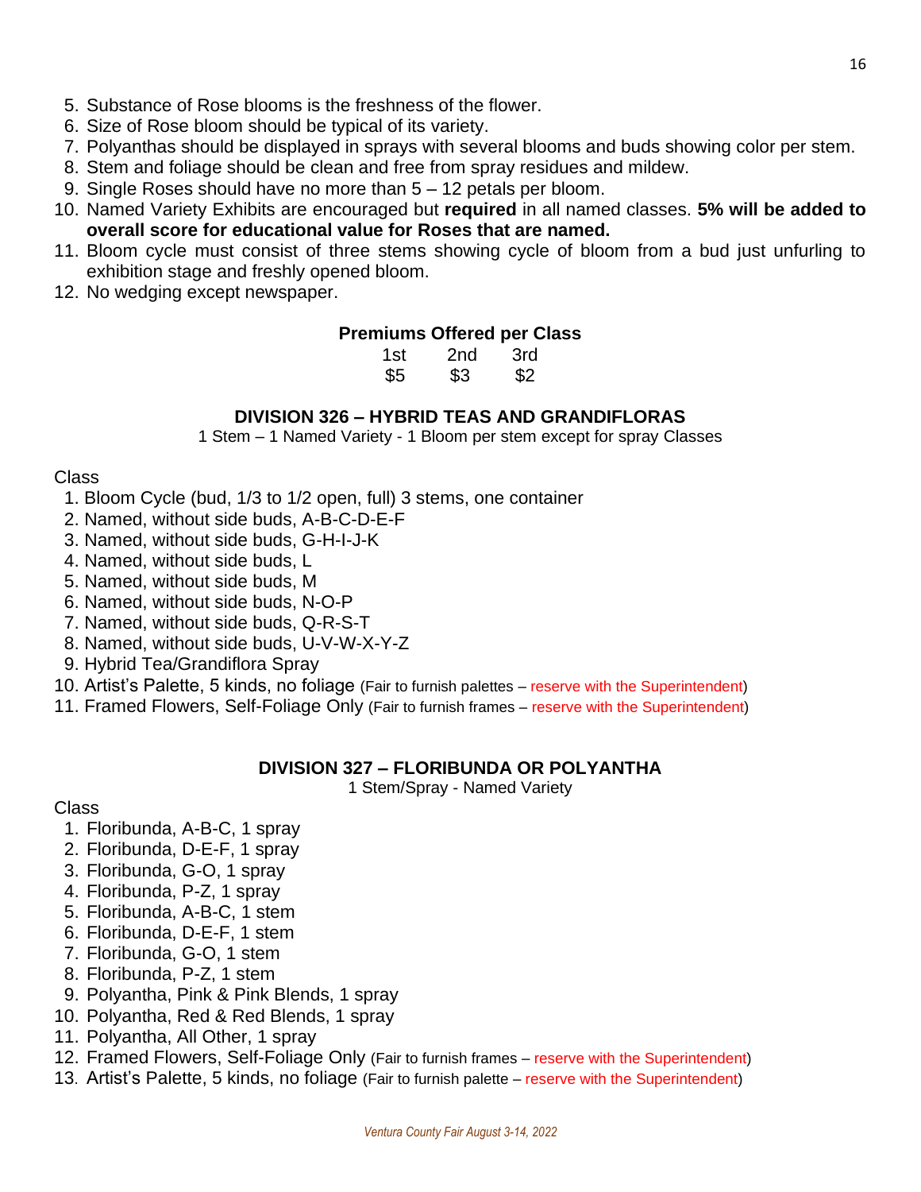5. Substance of Rose blooms is the freshness of the flower.
6. Size of Rose bloom should be typical of its variety.
7. Polyanthas should be displayed in sprays with several blooms and buds showing color per stem.
8. Stem and foliage should be clean and free from spray residues and mildew.
9. Single Roses should have no more than 5 – 12 petals per bloom.
10. Named Variety Exhibits are encouraged but **required** in all named classes. **5% will be added to overall score for educational value for Roses that are named.**
11. Bloom cycle must consist of three stems showing cycle of bloom from a bud just unfurling to exhibition stage and freshly opened bloom.
12. No wedging except newspaper.

**Premiums Offered per Class**

| 1st | 2nd | 3rd |
|---|---|---|
| $5 | $3 | $2 |

## DIVISION 326 – HYBRID TEAS AND GRANDIFLORAS

1 Stem – 1 Named Variety - 1 Bloom per stem except for spray Classes

Class

1. Bloom Cycle (bud, 1/3 to 1/2 open, full) 3 stems, one container
2. Named, without side buds, A-B-C-D-E-F
3. Named, without side buds, G-H-I-J-K
4. Named, without side buds, L
5. Named, without side buds, M
6. Named, without side buds, N-O-P
7. Named, without side buds, Q-R-S-T
8. Named, without side buds, U-V-W-X-Y-Z
9. Hybrid Tea/Grandiflora Spray
10. Artist's Palette, 5 kinds, no foliage (Fair to furnish palettes – reserve with the Superintendent)
11. Framed Flowers, Self-Foliage Only (Fair to furnish frames – reserve with the Superintendent)

## DIVISION 327 – FLORIBUNDA OR POLYANTHA

1 Stem/Spray - Named Variety

Class

1. Floribunda, A-B-C, 1 spray
2. Floribunda, D-E-F, 1 spray
3. Floribunda, G-O, 1 spray
4. Floribunda, P-Z, 1 spray
5. Floribunda, A-B-C, 1 stem
6. Floribunda, D-E-F, 1 stem
7. Floribunda, G-O, 1 stem
8. Floribunda, P-Z, 1 stem
9. Polyantha, Pink & Pink Blends, 1 spray
10. Polyantha, Red & Red Blends, 1 spray
11. Polyantha, All Other, 1 spray
12. Framed Flowers, Self-Foliage Only (Fair to furnish frames – reserve with the Superintendent)
13. Artist's Palette, 5 kinds, no foliage (Fair to furnish palette – reserve with the Superintendent)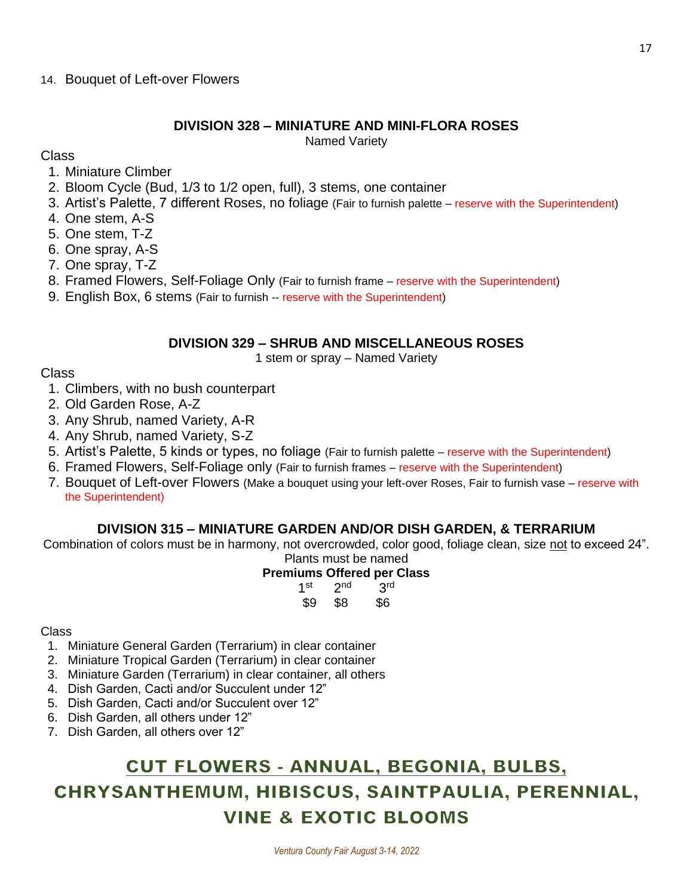14. Bouquet of Left-over Flowers

### DIVISION 328 – MINIATURE AND MINI-FLORA ROSES

Named Variety

Class

1. Miniature Climber
2. Bloom Cycle (Bud, 1/3 to 1/2 open, full), 3 stems, one container
3. Artist's Palette, 7 different Roses, no foliage (Fair to furnish palette – reserve with the Superintendent)
4. One stem, A-S
5. One stem, T-Z
6. One spray, A-S
7. One spray, T-Z
8. Framed Flowers, Self-Foliage Only (Fair to furnish frame – reserve with the Superintendent)
9. English Box, 6 stems (Fair to furnish -- reserve with the Superintendent)

### DIVISION 329 – SHRUB AND MISCELLANEOUS ROSES

1 stem or spray – Named Variety

Class

1. Climbers, with no bush counterpart
2. Old Garden Rose, A-Z
3. Any Shrub, named Variety, A-R
4. Any Shrub, named Variety, S-Z
5. Artist's Palette, 5 kinds or types, no foliage (Fair to furnish palette – reserve with the Superintendent)
6. Framed Flowers, Self-Foliage only (Fair to furnish frames – reserve with the Superintendent)
7. Bouquet of Left-over Flowers (Make a bouquet using your left-over Roses, Fair to furnish vase – reserve with the Superintendent)

### DIVISION 315 – MINIATURE GARDEN AND/OR DISH GARDEN, & TERRARIUM

Combination of colors must be in harmony, not overcrowded, color good, foliage clean, size not to exceed 24". Plants must be named

**Premiums Offered per Class**

| 1st | 2nd | 3rd |
|---|---|---|
| $9 | $8 | $6 |

Class

1. Miniature General Garden (Terrarium) in clear container
2. Miniature Tropical Garden (Terrarium) in clear container
3. Miniature Garden (Terrarium) in clear container, all others
4. Dish Garden, Cacti and/or Succulent under 12"
5. Dish Garden, Cacti and/or Succulent over 12"
6. Dish Garden, all others under 12"
7. Dish Garden, all others over 12"

## CUT FLOWERS - ANNUAL, BEGONIA, BULBS, CHRYSANTHEMUM, HIBISCUS, SAINTPAULIA, PERENNIAL, VINE & EXOTIC BLOOMS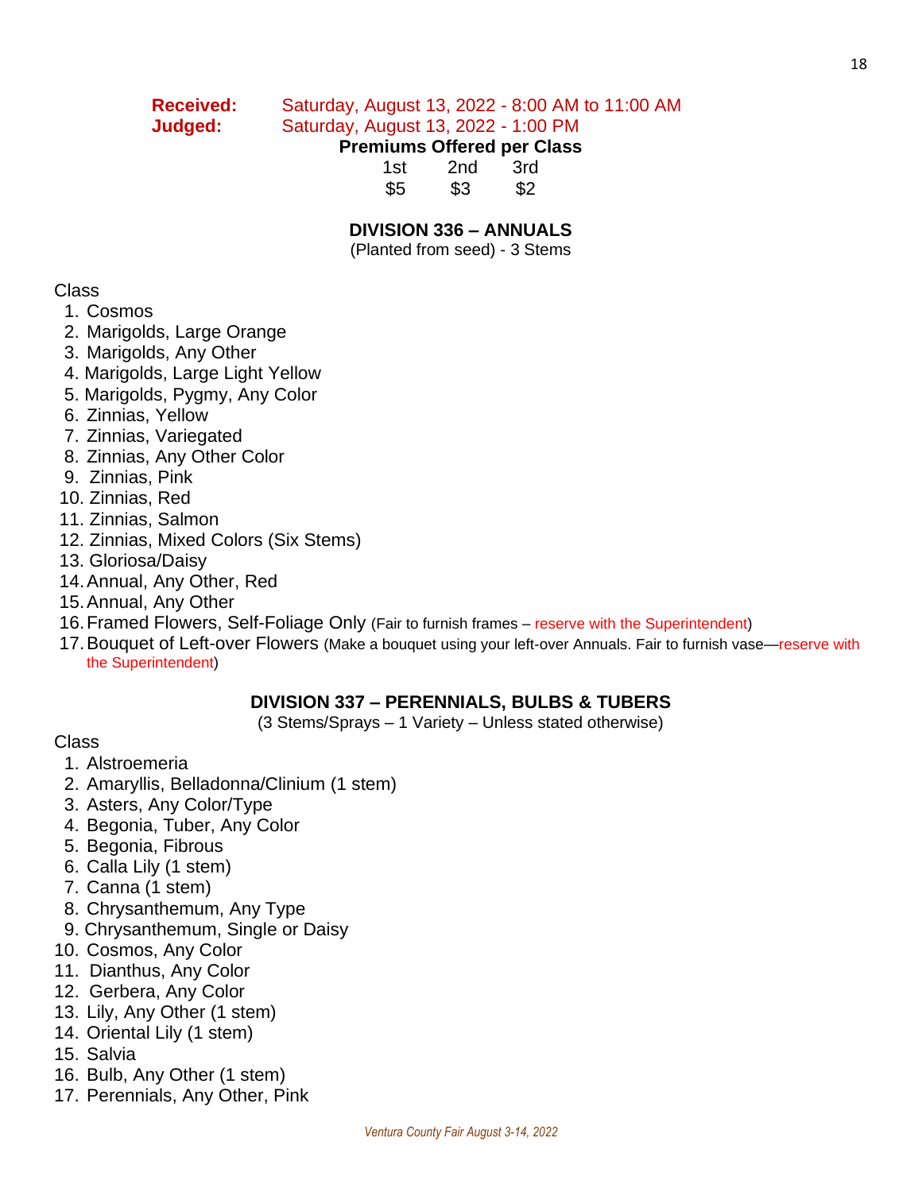**Received:** Saturday, August 13, 2022 - 8:00 AM to 11:00 AM
**Judged:** Saturday, August 13, 2022 - 1:00 PM

**Premiums Offered per Class**

| 1st | 2nd | 3rd |
|---|---|---|
| $5 | $3 | $2 |

## DIVISION 336 – ANNUALS

(Planted from seed) - 3 Stems

Class

1. Cosmos
2. Marigolds, Large Orange
3. Marigolds, Any Other
4. Marigolds, Large Light Yellow
5. Marigolds, Pygmy, Any Color
6. Zinnias, Yellow
7. Zinnias, Variegated
8. Zinnias, Any Other Color
9. Zinnias, Pink
10. Zinnias, Red
11. Zinnias, Salmon
12. Zinnias, Mixed Colors (Six Stems)
13. Gloriosa/Daisy
14. Annual, Any Other, Red
15. Annual, Any Other
16. Framed Flowers, Self-Foliage Only (Fair to furnish frames – reserve with the Superintendent)
17. Bouquet of Left-over Flowers (Make a bouquet using your left-over Annuals. Fair to furnish vase—reserve with the Superintendent)

## DIVISION 337 – PERENNIALS, BULBS & TUBERS

(3 Stems/Sprays – 1 Variety – Unless stated otherwise)

Class

1. Alstroemeria
2. Amaryllis, Belladonna/Clinium (1 stem)
3. Asters, Any Color/Type
4. Begonia, Tuber, Any Color
5. Begonia, Fibrous
6. Calla Lily (1 stem)
7. Canna (1 stem)
8. Chrysanthemum, Any Type
9. Chrysanthemum, Single or Daisy
10. Cosmos, Any Color
11. Dianthus, Any Color
12. Gerbera, Any Color
13. Lily, Any Other (1 stem)
14. Oriental Lily (1 stem)
15. Salvia
16. Bulb, Any Other (1 stem)
17. Perennials, Any Other, Pink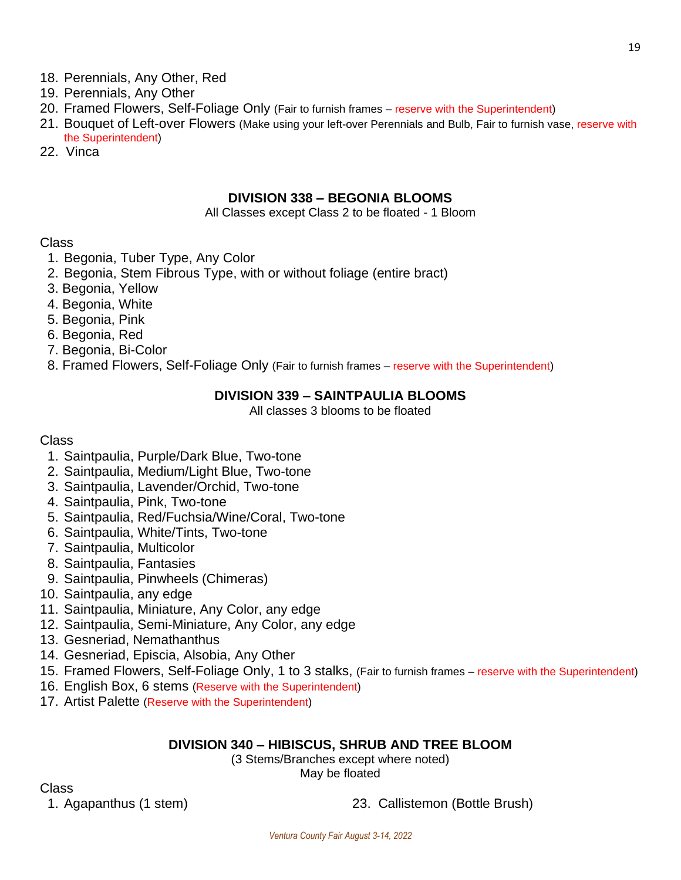18. Perennials, Any Other, Red
19. Perennials, Any Other
20. Framed Flowers, Self-Foliage Only (Fair to furnish frames – reserve with the Superintendent)
21. Bouquet of Left-over Flowers (Make using your left-over Perennials and Bulb, Fair to furnish vase, reserve with the Superintendent)
22. Vinca

### DIVISION 338 – BEGONIA BLOOMS

All Classes except Class 2 to be floated - 1 Bloom

Class

1. Begonia, Tuber Type, Any Color
2. Begonia, Stem Fibrous Type, with or without foliage (entire bract)
3. Begonia, Yellow
4. Begonia, White
5. Begonia, Pink
6. Begonia, Red
7. Begonia, Bi-Color
8. Framed Flowers, Self-Foliage Only (Fair to furnish frames – reserve with the Superintendent)

### DIVISION 339 – SAINTPAULIA BLOOMS

All classes 3 blooms to be floated

Class

1. Saintpaulia, Purple/Dark Blue, Two-tone
2. Saintpaulia, Medium/Light Blue, Two-tone
3. Saintpaulia, Lavender/Orchid, Two-tone
4. Saintpaulia, Pink, Two-tone
5. Saintpaulia, Red/Fuchsia/Wine/Coral, Two-tone
6. Saintpaulia, White/Tints, Two-tone
7. Saintpaulia, Multicolor
8. Saintpaulia, Fantasies
9. Saintpaulia, Pinwheels (Chimeras)
10. Saintpaulia, any edge
11. Saintpaulia, Miniature, Any Color, any edge
12. Saintpaulia, Semi-Miniature, Any Color, any edge
13. Gesneriad, Nemathanthus
14. Gesneriad, Episcia, Alsobia, Any Other
15. Framed Flowers, Self-Foliage Only, 1 to 3 stalks, (Fair to furnish frames – reserve with the Superintendent)
16. English Box, 6 stems (Reserve with the Superintendent)
17. Artist Palette (Reserve with the Superintendent)

### DIVISION 340 – HIBISCUS, SHRUB AND TREE BLOOM

(3 Stems/Branches except where noted)

May be floated

Class

1. Agapanthus (1 stem)

23. Callistemon (Bottle Brush)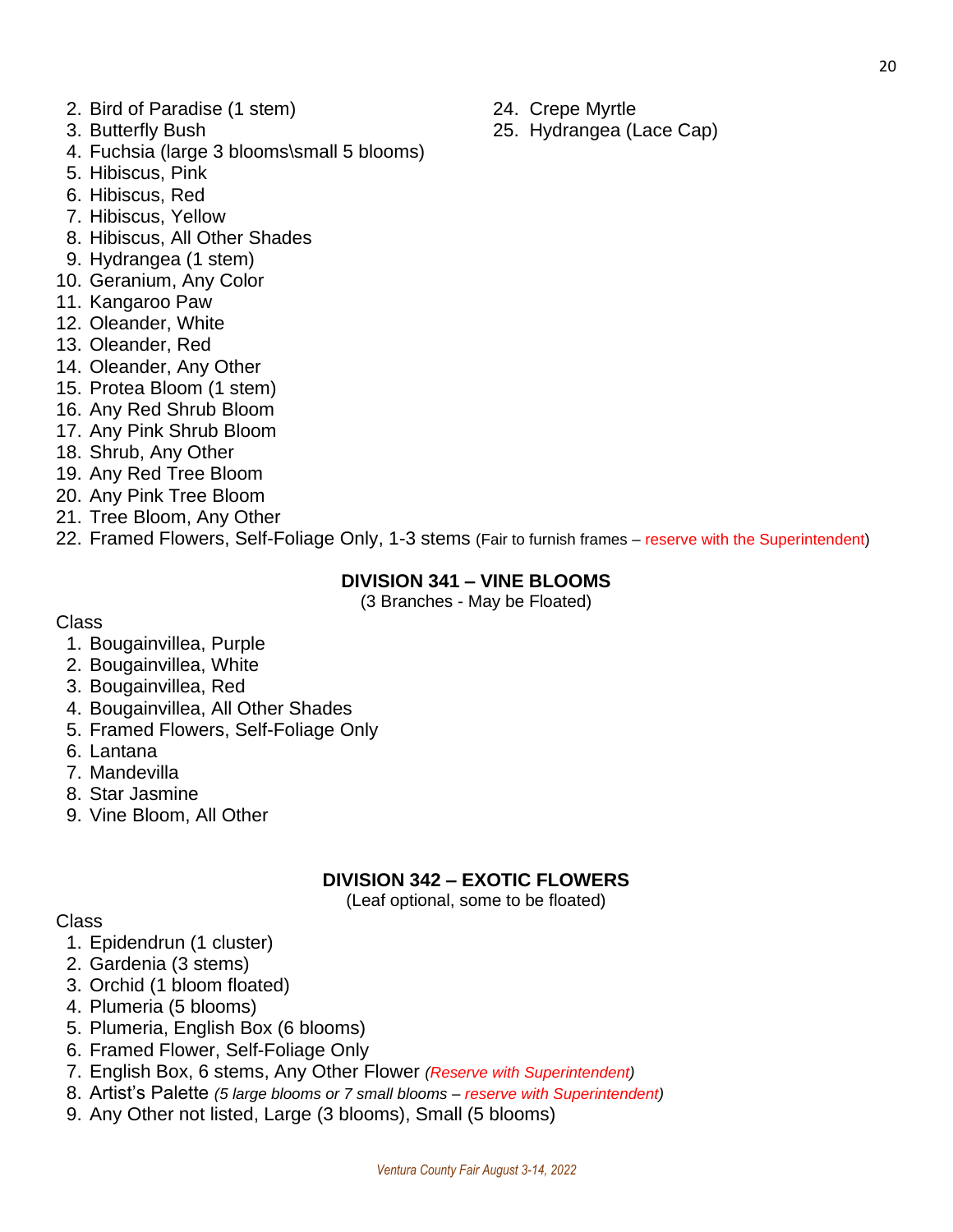2. Bird of Paradise (1 stem)
3. Butterfly Bush
4. Fuchsia (large 3 blooms\small 5 blooms)
5. Hibiscus, Pink
6. Hibiscus, Red
7. Hibiscus, Yellow
8. Hibiscus, All Other Shades
9. Hydrangea (1 stem)
10. Geranium, Any Color
11. Kangaroo Paw
12. Oleander, White
13. Oleander, Red
14. Oleander, Any Other
15. Protea Bloom (1 stem)
16. Any Red Shrub Bloom
17. Any Pink Shrub Bloom
18. Shrub, Any Other
19. Any Red Tree Bloom
20. Any Pink Tree Bloom
21. Tree Bloom, Any Other
22. Framed Flowers, Self-Foliage Only, 1-3 stems (Fair to furnish frames – reserve with the Superintendent)
24. Crepe Myrtle
25. Hydrangea (Lace Cap)

## DIVISION 341 – VINE BLOOMS

(3 Branches - May be Floated)

Class

1. Bougainvillea, Purple
2. Bougainvillea, White
3. Bougainvillea, Red
4. Bougainvillea, All Other Shades
5. Framed Flowers, Self-Foliage Only
6. Lantana
7. Mandevilla
8. Star Jasmine
9. Vine Bloom, All Other

## DIVISION 342 – EXOTIC FLOWERS

(Leaf optional, some to be floated)

Class

1. Epidendrun (1 cluster)
2. Gardenia (3 stems)
3. Orchid (1 bloom floated)
4. Plumeria (5 blooms)
5. Plumeria, English Box (6 blooms)
6. Framed Flower, Self-Foliage Only
7. English Box, 6 stems, Any Other Flower *(Reserve with Superintendent)*
8. Artist's Palette *(5 large blooms or 7 small blooms – reserve with Superintendent)*
9. Any Other not listed, Large (3 blooms), Small (5 blooms)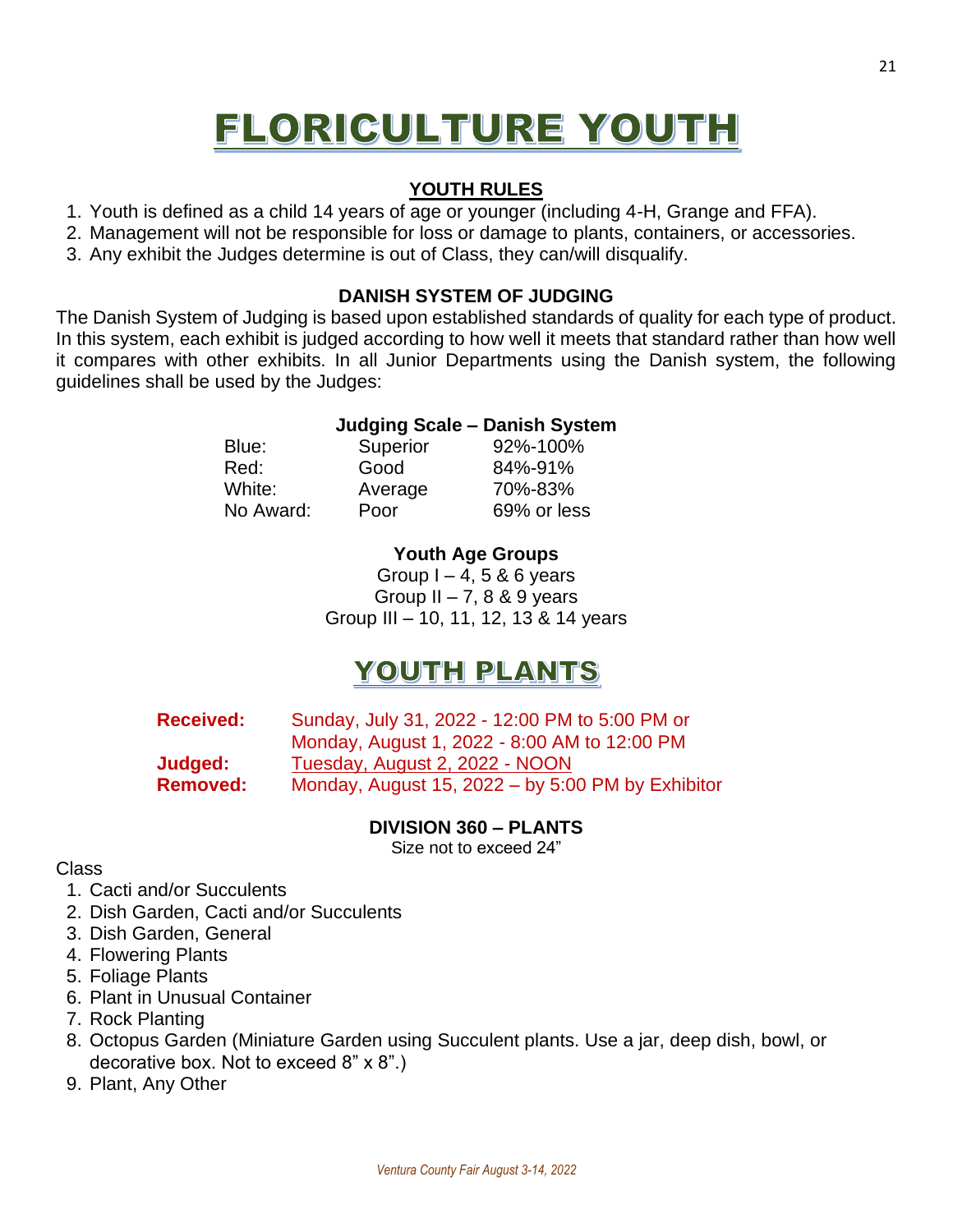# FLORICULTURE YOUTH

### YOUTH RULES

1. Youth is defined as a child 14 years of age or younger (including 4-H, Grange and FFA).
2. Management will not be responsible for loss or damage to plants, containers, or accessories.
3. Any exhibit the Judges determine is out of Class, they can/will disqualify.

### DANISH SYSTEM OF JUDGING

The Danish System of Judging is based upon established standards of quality for each type of product. In this system, each exhibit is judged according to how well it meets that standard rather than how well it compares with other exhibits. In all Junior Departments using the Danish system, the following guidelines shall be used by the Judges:

**Judging Scale – Danish System**

| | | |
|---|---|---|
| Blue: | Superior | 92%-100% |
| Red: | Good | 84%-91% |
| White: | Average | 70%-83% |
| No Award: | Poor | 69% or less |

**Youth Age Groups**

Group I – 4, 5 & 6 years
Group II – 7, 8 & 9 years
Group III – 10, 11, 12, 13 & 14 years

# YOUTH PLANTS

| | |
|---|---|
| **Received:** | Sunday, July 31, 2022 - 12:00 PM to 5:00 PM or Monday, August 1, 2022 - 8:00 AM to 12:00 PM |
| **Judged:** | Tuesday, August 2, 2022 - NOON |
| **Removed:** | Monday, August 15, 2022 – by 5:00 PM by Exhibitor |

### DIVISION 360 – PLANTS

Size not to exceed 24"

Class

1. Cacti and/or Succulents
2. Dish Garden, Cacti and/or Succulents
3. Dish Garden, General
4. Flowering Plants
5. Foliage Plants
6. Plant in Unusual Container
7. Rock Planting
8. Octopus Garden (Miniature Garden using Succulent plants. Use a jar, deep dish, bowl, or decorative box. Not to exceed 8" x 8".)
9. Plant, Any Other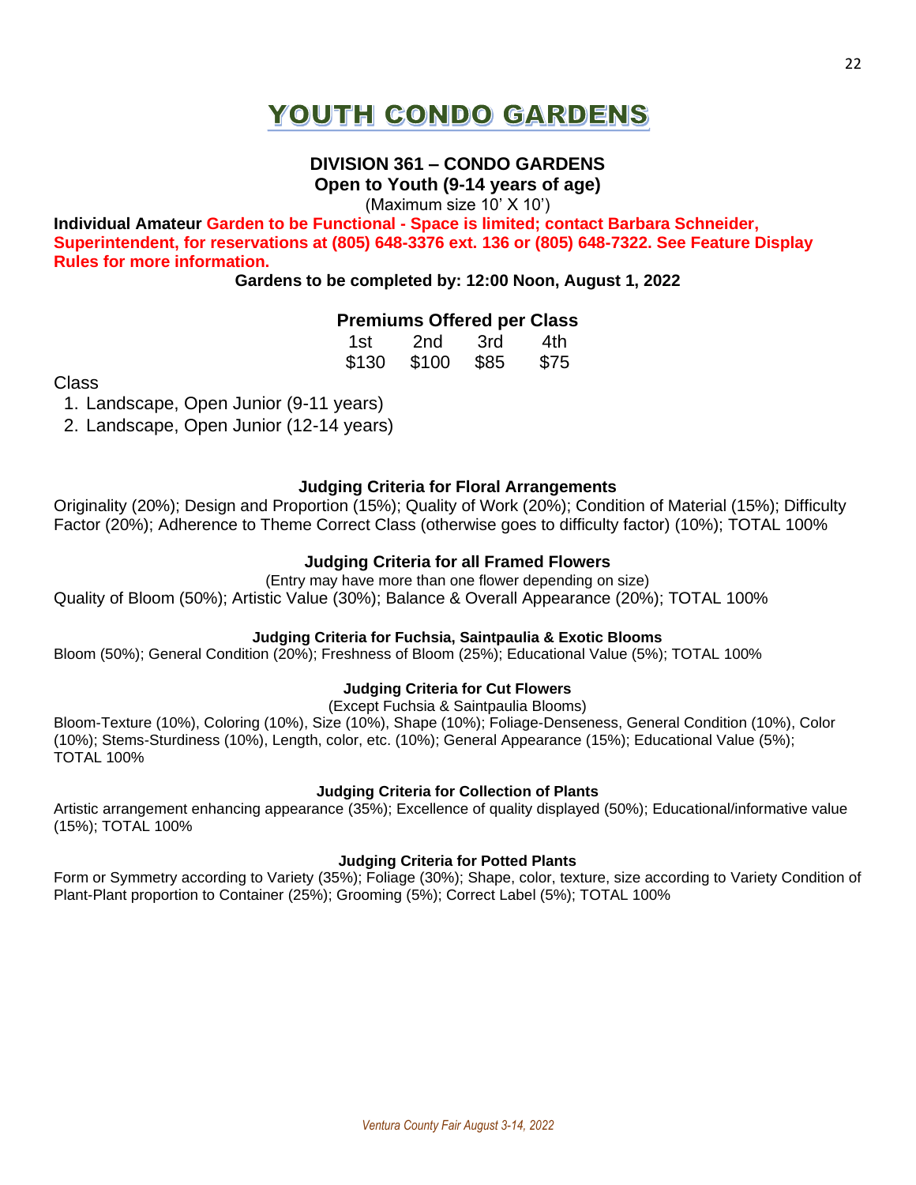# YOUTH CONDO GARDENS

## DIVISION 361 – CONDO GARDENS

**Open to Youth (9-14 years of age)**

(Maximum size 10' X 10')

**Individual Amateur Garden to be Functional - Space is limited; contact Barbara Schneider, Superintendent, for reservations at (805) 648-3376 ext. 136 or (805) 648-7322. See Feature Display Rules for more information.**

**Gardens to be completed by: 12:00 Noon, August 1, 2022**

### Premiums Offered per Class

| 1st | 2nd | 3rd | 4th |
|---|---|---|---|
| $130 | $100 | $85 | $75 |

Class

1. Landscape, Open Junior (9-11 years)
2. Landscape, Open Junior (12-14 years)

### Judging Criteria for Floral Arrangements

Originality (20%); Design and Proportion (15%); Quality of Work (20%); Condition of Material (15%); Difficulty Factor (20%); Adherence to Theme Correct Class (otherwise goes to difficulty factor) (10%); TOTAL 100%

### Judging Criteria for all Framed Flowers

(Entry may have more than one flower depending on size)

Quality of Bloom (50%); Artistic Value (30%); Balance & Overall Appearance (20%); TOTAL 100%

### Judging Criteria for Fuchsia, Saintpaulia & Exotic Blooms

Bloom (50%); General Condition (20%); Freshness of Bloom (25%); Educational Value (5%); TOTAL 100%

### Judging Criteria for Cut Flowers

(Except Fuchsia & Saintpaulia Blooms)

Bloom-Texture (10%), Coloring (10%), Size (10%), Shape (10%); Foliage-Denseness, General Condition (10%), Color (10%); Stems-Sturdiness (10%), Length, color, etc. (10%); General Appearance (15%); Educational Value (5%); TOTAL 100%

### Judging Criteria for Collection of Plants

Artistic arrangement enhancing appearance (35%); Excellence of quality displayed (50%); Educational/informative value (15%); TOTAL 100%

### Judging Criteria for Potted Plants

Form or Symmetry according to Variety (35%); Foliage (30%); Shape, color, texture, size according to Variety Condition of Plant-Plant proportion to Container (25%); Grooming (5%); Correct Label (5%); TOTAL 100%